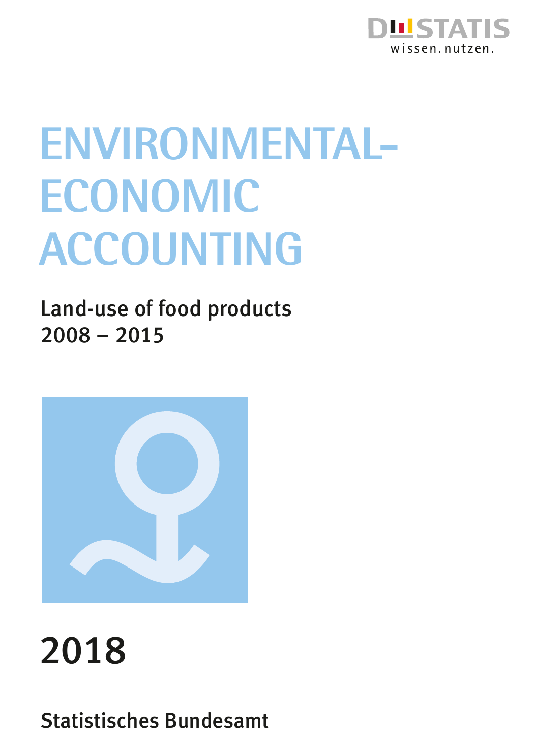DESTATIS
wissen. nutzen.

# ENVIRONMENTAL-ECONOMIC ACCOUNTING

## Land-use of food products 2008 – 2015

2018

Statistisches Bundesamt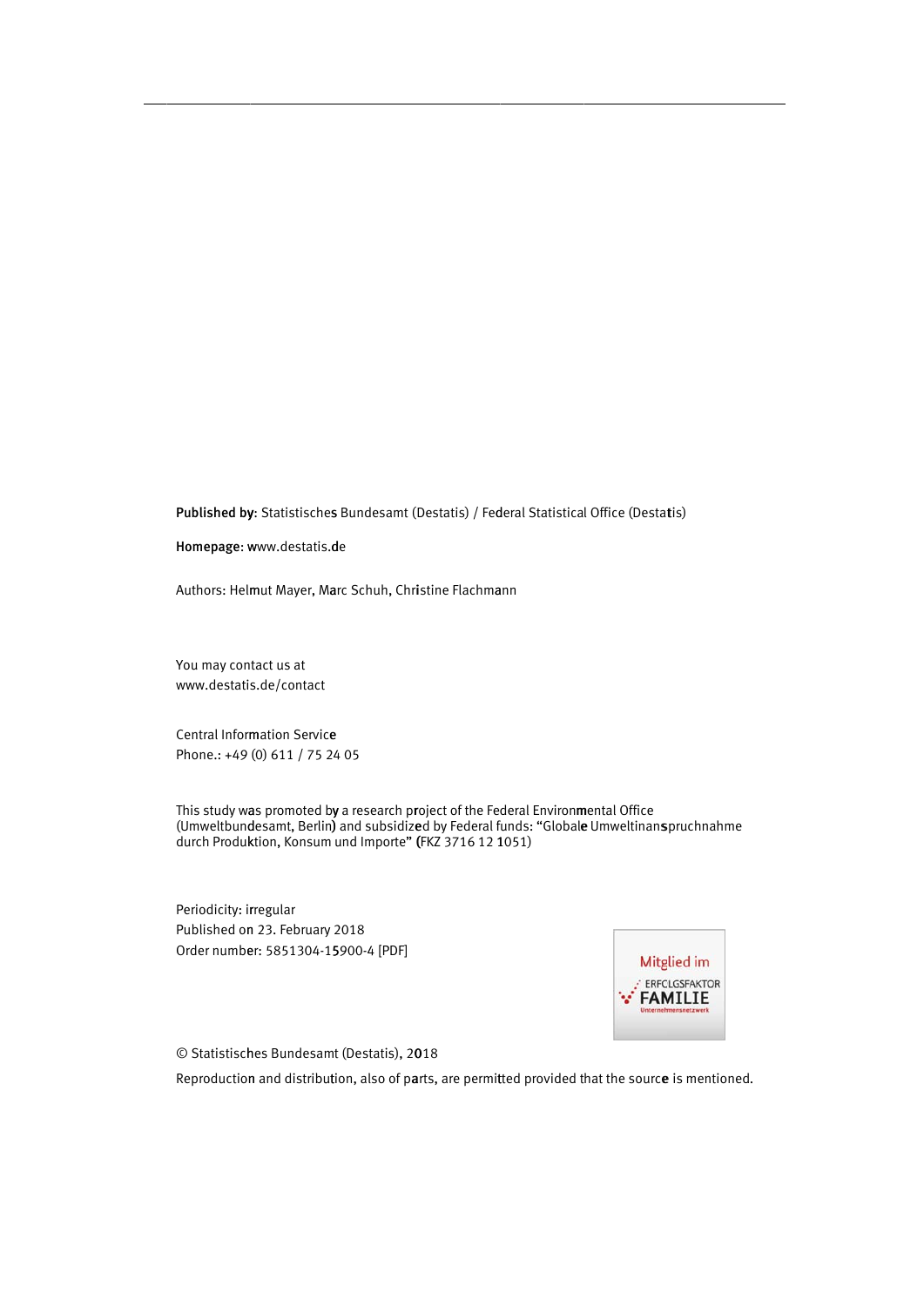**Published by**: Statistisches Bundesamt (Destatis) / Federal Statistical Office (Destatis)

**Homepage**: www.destatis.de

Authors: Helmut Mayer, Marc Schuh, Christine Flachmann

You may contact us at
www.destatis.de/contact

Central Information Service
Phone.: +49 (0) 611 / 75 24 05

This study was promoted by a research project of the Federal Environmental Office (Umweltbundesamt, Berlin) and subsidized by Federal funds: "Globale Umweltinanspruchnahme durch Produktion, Konsum und Importe" (FKZ 3716 12 1051)

Periodicity: irregular
Published on 23. February 2018
Order number: 5851304-15900-4 [PDF]

Mitglied im ERFOLGSFAKTOR FAMILIE Unternehmensnetzwerk

© Statistisches Bundesamt (Destatis), 2018

Reproduction and distribution, also of parts, are permitted provided that the source is mentioned.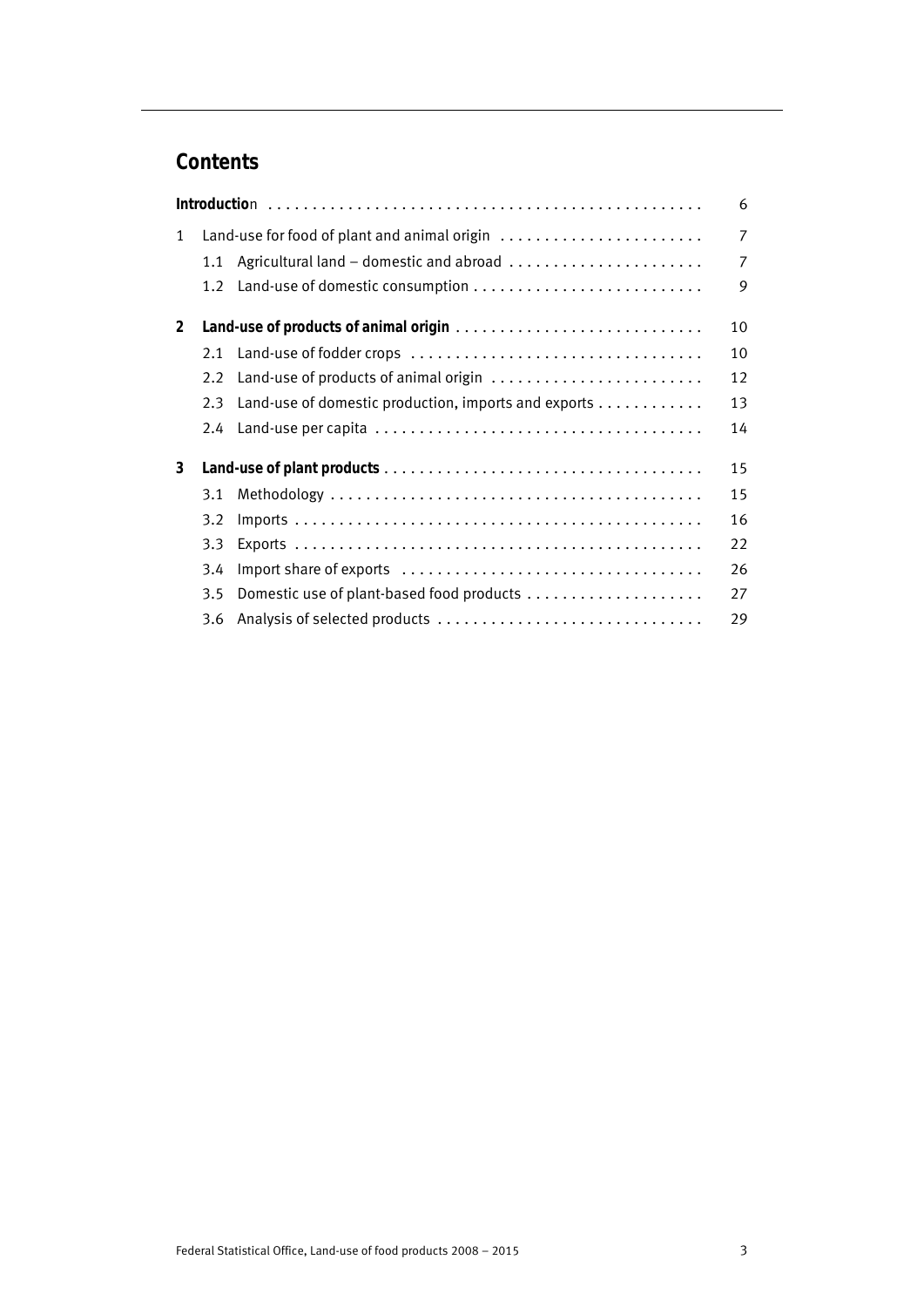## Contents

| | | |
|---|---|---|
| **Introduction** | | 6 |
| 1 | Land-use for food of plant and animal origin | 7 |
| | 1.1 Agricultural land – domestic and abroad | 7 |
| | 1.2 Land-use of domestic consumption | 9 |
| **2** | **Land-use of products of animal origin** | 10 |
| | 2.1 Land-use of fodder crops | 10 |
| | 2.2 Land-use of products of animal origin | 12 |
| | 2.3 Land-use of domestic production, imports and exports | 13 |
| | 2.4 Land-use per capita | 14 |
| **3** | **Land-use of plant products** | 15 |
| | 3.1 Methodology | 15 |
| | 3.2 Imports | 16 |
| | 3.3 Exports | 22 |
| | 3.4 Import share of exports | 26 |
| | 3.5 Domestic use of plant-based food products | 27 |
| | 3.6 Analysis of selected products | 29 |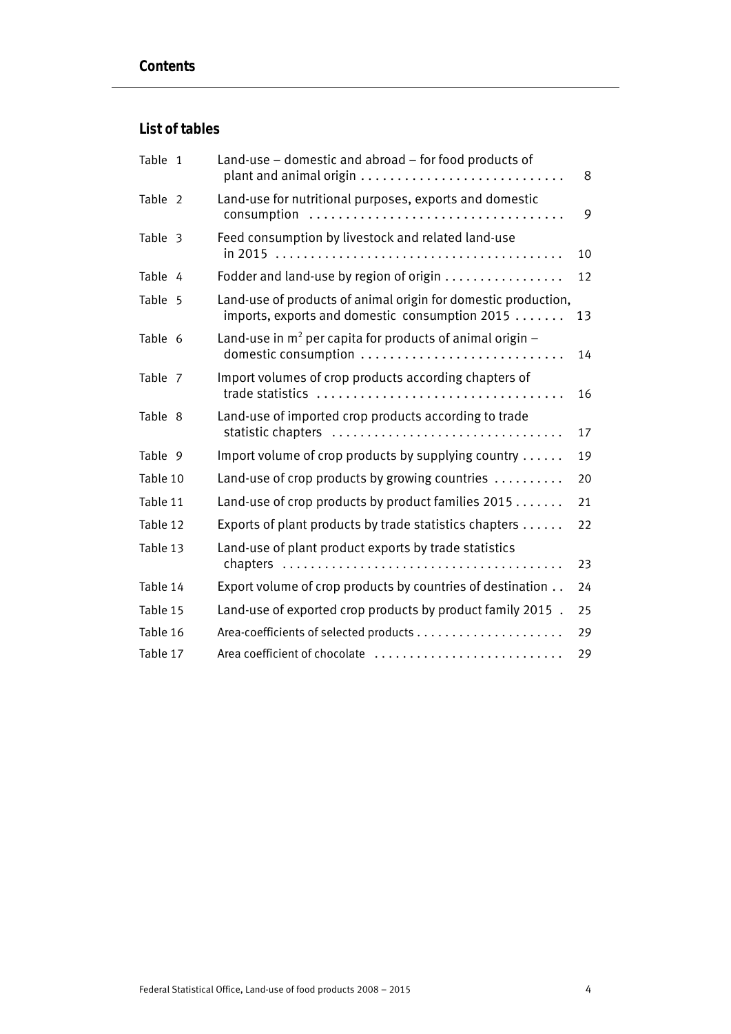## Contents

### List of tables

| | | |
|---|---|---|
| Table 1 | Land-use – domestic and abroad – for food products of plant and animal origin | 8 |
| Table 2 | Land-use for nutritional purposes, exports and domestic consumption | 9 |
| Table 3 | Feed consumption by livestock and related land-use in 2015 | 10 |
| Table 4 | Fodder and land-use by region of origin | 12 |
| Table 5 | Land-use of products of animal origin for domestic production, imports, exports and domestic consumption 2015 | 13 |
| Table 6 | Land-use in $m^2$ per capita for products of animal origin – domestic consumption | 14 |
| Table 7 | Import volumes of crop products according chapters of trade statistics | 16 |
| Table 8 | Land-use of imported crop products according to trade statistic chapters | 17 |
| Table 9 | Import volume of crop products by supplying country | 19 |
| Table 10 | Land-use of crop products by growing countries | 20 |
| Table 11 | Land-use of crop products by product families 2015 | 21 |
| Table 12 | Exports of plant products by trade statistics chapters | 22 |
| Table 13 | Land-use of plant product exports by trade statistics chapters | 23 |
| Table 14 | Export volume of crop products by countries of destination | 24 |
| Table 15 | Land-use of exported crop products by product family 2015 | 25 |
| Table 16 | Area-coefficients of selected products | 29 |
| Table 17 | Area coefficient of chocolate | 29 |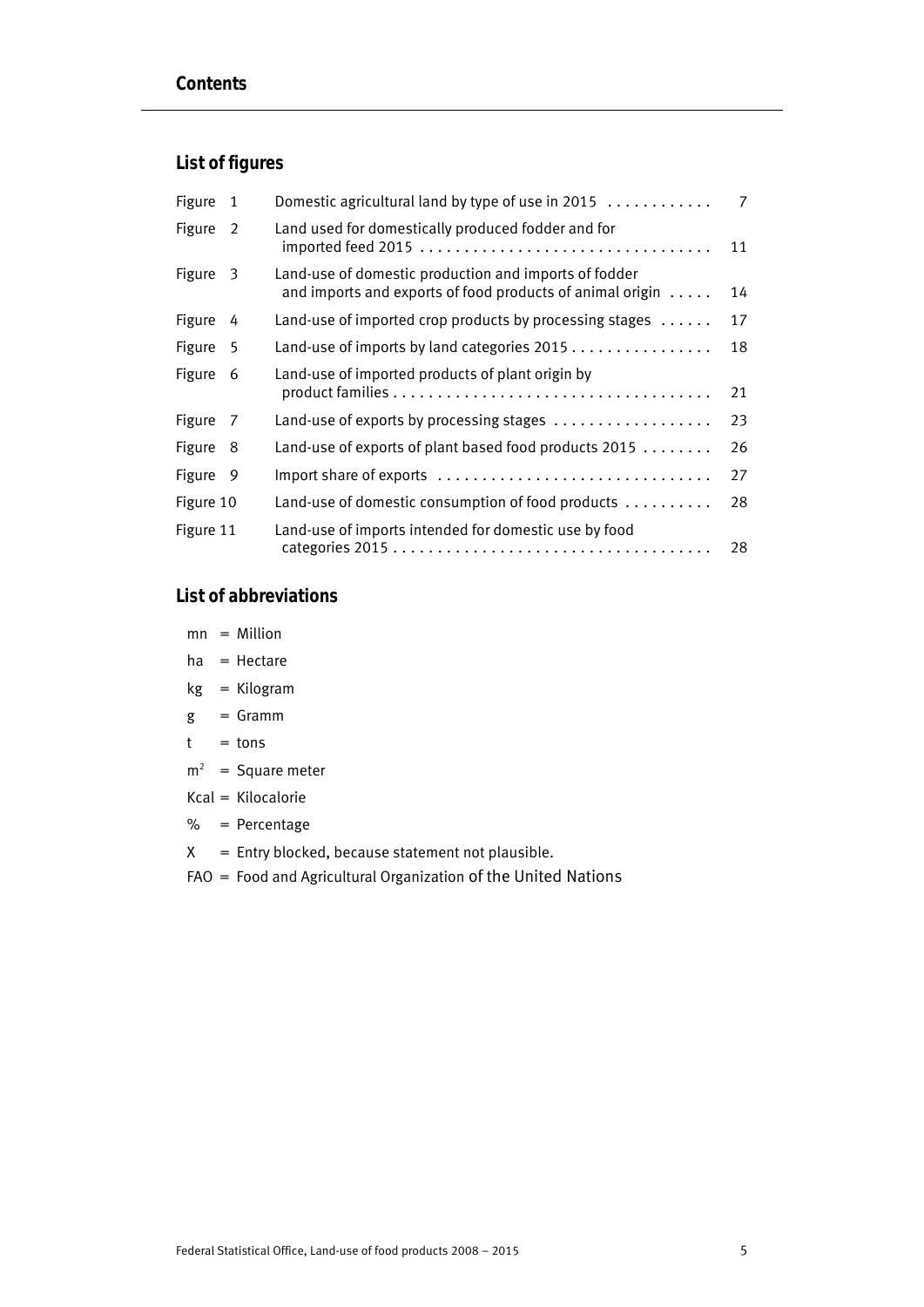## Contents

### List of figures

| | | |
|---|---|---|
| Figure 1 | Domestic agricultural land by type of use in 2015 | 7 |
| Figure 2 | Land used for domestically produced fodder and for imported feed 2015 | 11 |
| Figure 3 | Land-use of domestic production and imports of fodder and imports and exports of food products of animal origin | 14 |
| Figure 4 | Land-use of imported crop products by processing stages | 17 |
| Figure 5 | Land-use of imports by land categories 2015 | 18 |
| Figure 6 | Land-use of imported products of plant origin by product families | 21 |
| Figure 7 | Land-use of exports by processing stages | 23 |
| Figure 8 | Land-use of exports of plant based food products 2015 | 26 |
| Figure 9 | Import share of exports | 27 |
| Figure 10 | Land-use of domestic consumption of food products | 28 |
| Figure 11 | Land-use of imports intended for domestic use by food categories 2015 | 28 |

### List of abbreviations

mn = Million

ha = Hectare

kg = Kilogram

g = Gramm

t = tons

$m^2$ = Square meter

Kcal = Kilocalorie

% = Percentage

X = Entry blocked, because statement not plausible.

FAO = Food and Agricultural Organization of the United Nations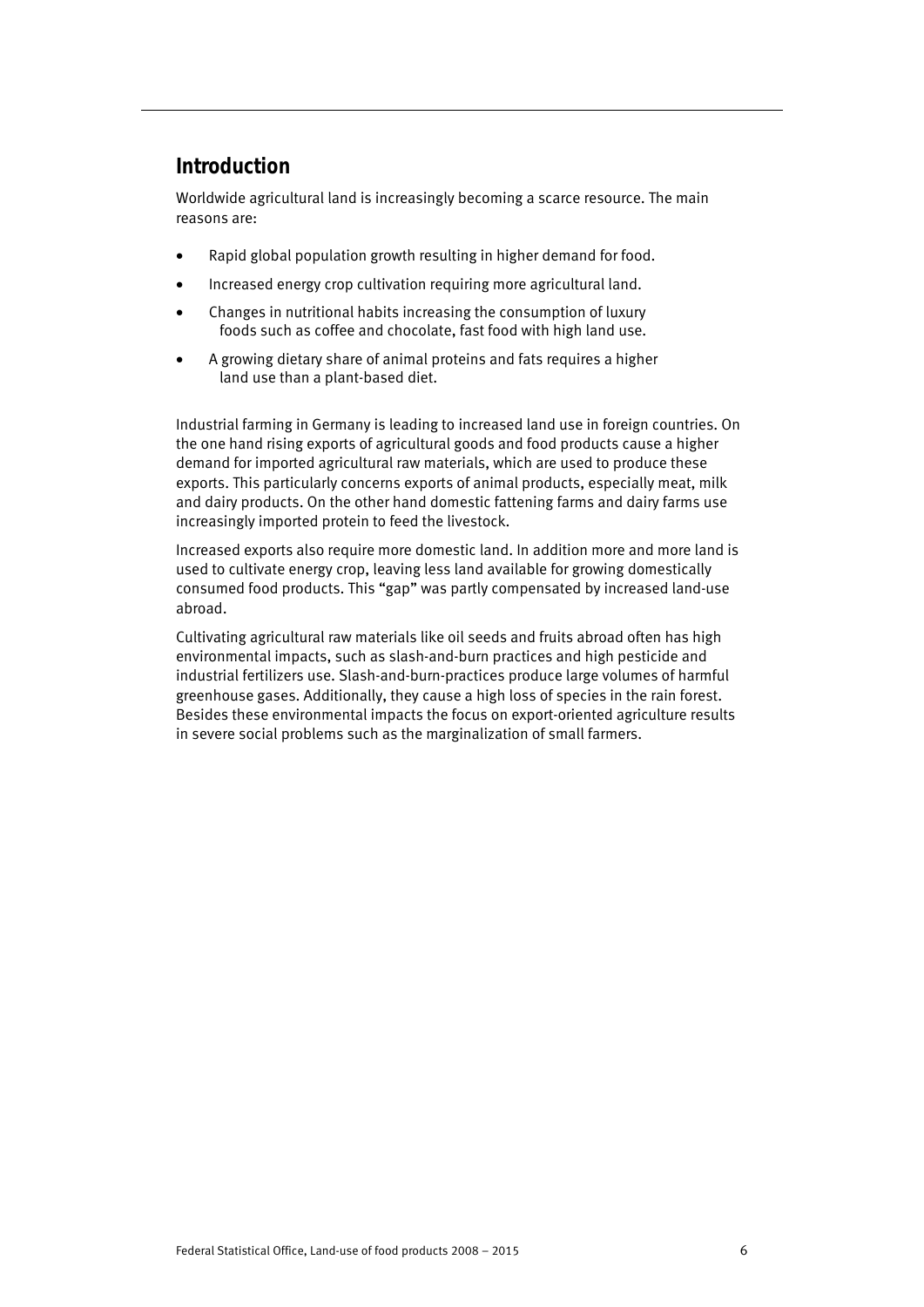## Introduction

Worldwide agricultural land is increasingly becoming a scarce resource. The main reasons are:

- Rapid global population growth resulting in higher demand for food.
- Increased energy crop cultivation requiring more agricultural land.
- Changes in nutritional habits increasing the consumption of luxury foods such as coffee and chocolate, fast food with high land use.
- A growing dietary share of animal proteins and fats requires a higher land use than a plant-based diet.

Industrial farming in Germany is leading to increased land use in foreign countries. On the one hand rising exports of agricultural goods and food products cause a higher demand for imported agricultural raw materials, which are used to produce these exports. This particularly concerns exports of animal products, especially meat, milk and dairy products. On the other hand domestic fattening farms and dairy farms use increasingly imported protein to feed the livestock.

Increased exports also require more domestic land. In addition more and more land is used to cultivate energy crop, leaving less land available for growing domestically consumed food products. This "gap" was partly compensated by increased land-use abroad.

Cultivating agricultural raw materials like oil seeds and fruits abroad often has high environmental impacts, such as slash-and-burn practices and high pesticide and industrial fertilizers use. Slash-and-burn-practices produce large volumes of harmful greenhouse gases. Additionally, they cause a high loss of species in the rain forest. Besides these environmental impacts the focus on export-oriented agriculture results in severe social problems such as the marginalization of small farmers.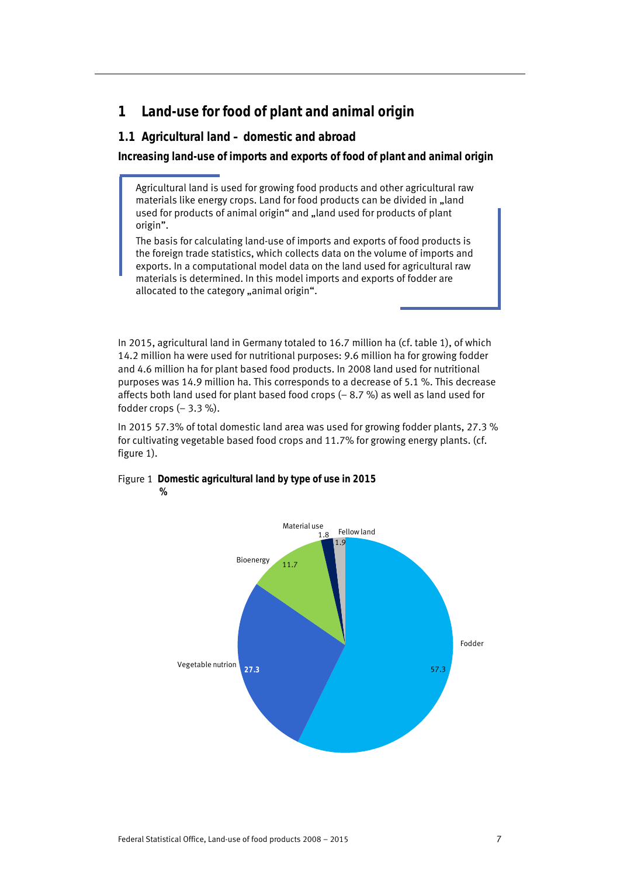# 1 Land-use for food of plant and animal origin

## 1.1 Agricultural land – domestic and abroad

### Increasing land-use of imports and exports of food of plant and animal origin

> Agricultural land is used for growing food products and other agricultural raw materials like energy crops. Land for food products can be divided in „land used for products of animal origin“ and „land used for products of plant origin”.
>
> The basis for calculating land-use of imports and exports of food products is the foreign trade statistics, which collects data on the volume of imports and exports. In a computational model data on the land used for agricultural raw materials is determined. In this model imports and exports of fodder are allocated to the category „animal origin“.

In 2015, agricultural land in Germany totaled to 16.7 million ha (cf. table 1), of which 14.2 million ha were used for nutritional purposes: 9.6 million ha for growing fodder and 4.6 million ha for plant based food products. In 2008 land used for nutritional purposes was 14.9 million ha. This corresponds to a decrease of 5.1 %. This decrease affects both land used for plant based food crops (– 8.7 %) as well as land used for fodder crops (– 3.3 %).

In 2015 57.3% of total domestic land area was used for growing fodder plants, 27.3 % for cultivating vegetable based food crops and 11.7% for growing energy plants. (cf. figure 1).

Figure 1 **Domestic agricultural land by type of use in 2015**
**%**

| Type of use | % |
|---|---|
| Fodder | 57.3 |
| Vegetable nutrion | 27.3 |
| Bioenergy | 11.7 |
| Material use | 1.8 |
| Fellow land | 1.9 |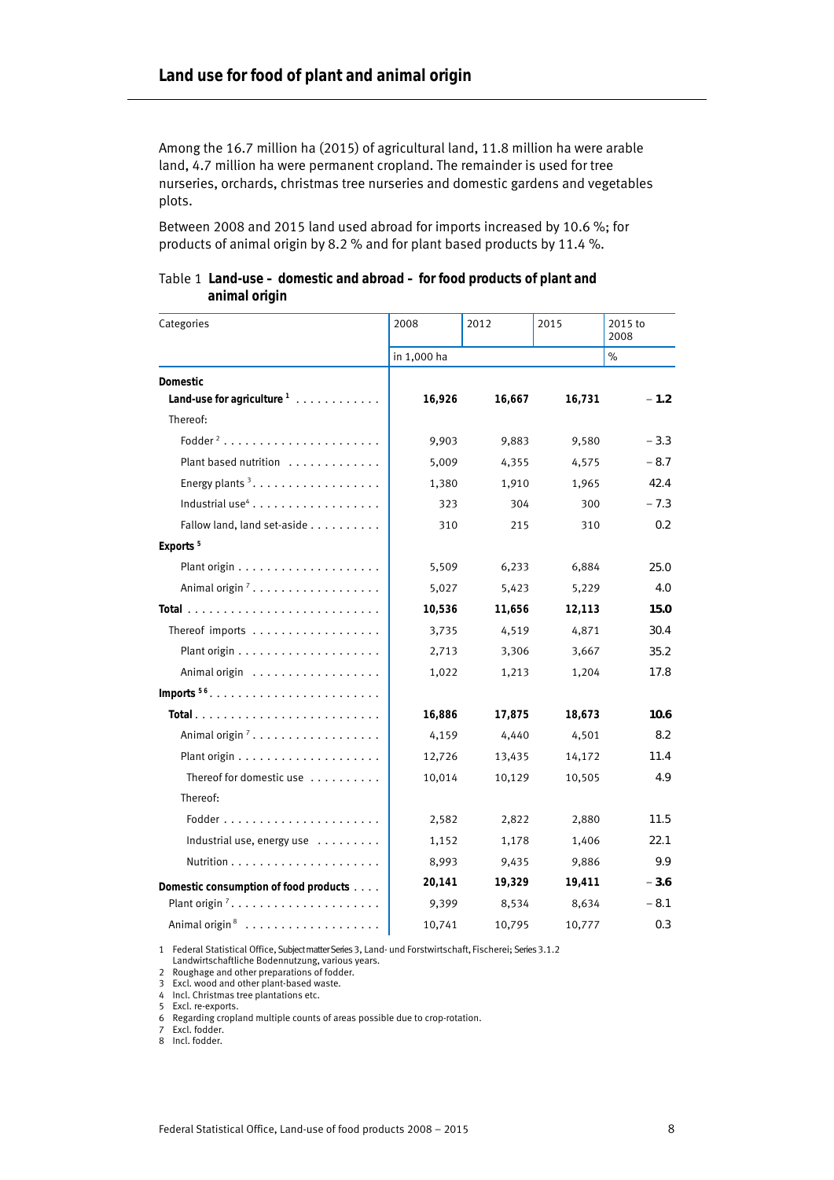## Land use for food of plant and animal origin

Among the 16.7 million ha (2015) of agricultural land, 11.8 million ha were arable land, 4.7 million ha were permanent cropland. The remainder is used for tree nurseries, orchards, christmas tree nurseries and domestic gardens and vegetables plots.

Between 2008 and 2015 land used abroad for imports increased by 10.6 %; for products of animal origin by 8.2 % and for plant based products by 11.4 %.

Table 1 **Land-use – domestic and abroad – for food products of plant and animal origin**

| Categories | 2008 | 2012 | 2015 | 2015 to 2008 |
|---|---|---|---|---|
| | in 1,000 ha | | | % |
| **Domestic** | | | | |
| **Land-use for agriculture** [1] | **16,926** | **16,667** | **16,731** | **– 1.2** |
| Thereof: | | | | |
| Fodder [2] | 9,903 | 9,883 | 9,580 | – 3.3 |
| Plant based nutrition | 5,009 | 4,355 | 4,575 | – 8.7 |
| Energy plants [3] | 1,380 | 1,910 | 1,965 | 42.4 |
| Industrial use [4] | 323 | 304 | 300 | – 7.3 |
| Fallow land, land set-aside | 310 | 215 | 310 | 0.2 |
| **Exports** [5] | | | | |
| Plant origin | 5,509 | 6,233 | 6,884 | 25.0 |
| Animal origin [7] | 5,027 | 5,423 | 5,229 | 4.0 |
| **Total** | **10,536** | **11,656** | **12,113** | **15.0** |
| Thereof imports | 3,735 | 4,519 | 4,871 | 30.4 |
| Plant origin | 2,713 | 3,306 | 3,667 | 35.2 |
| Animal origin | 1,022 | 1,213 | 1,204 | 17.8 |
| **Imports** [5 6] | | | | |
| **Total** | **16,886** | **17,875** | **18,673** | **10.6** |
| Animal origin [7] | 4,159 | 4,440 | 4,501 | 8.2 |
| Plant origin | 12,726 | 13,435 | 14,172 | 11.4 |
| Thereof for domestic use | 10,014 | 10,129 | 10,505 | 4.9 |
| Thereof: | | | | |
| Fodder | 2,582 | 2,822 | 2,880 | 11.5 |
| Industrial use, energy use | 1,152 | 1,178 | 1,406 | 22.1 |
| Nutrition | 8,993 | 9,435 | 9,886 | 9.9 |
| **Domestic consumption of food products** | **20,141** | **19,329** | **19,411** | **– 3.6** |
| Plant origin [7] | 9,399 | 8,534 | 8,634 | – 8.1 |
| Animal origin [8] | 10,741 | 10,795 | 10,777 | 0.3 |

1 Federal Statistical Office, Subject matter Series 3, Land- und Forstwirtschaft, Fischerei; Series 3.1.2 Landwirtschaftliche Bodennutzung, various years.
2 Roughage and other preparations of fodder.
3 Excl. wood and other plant-based waste.
4 Incl. Christmas tree plantations etc.
5 Excl. re-exports.
6 Regarding cropland multiple counts of areas possible due to crop-rotation.
7 Excl. fodder.
8 Incl. fodder.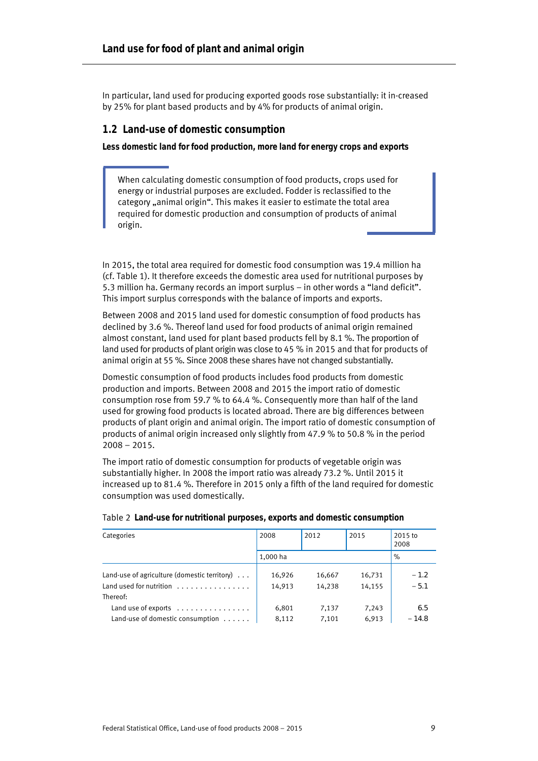In particular, land used for producing exported goods rose substantially: it in-creased by 25% for plant based products and by 4% for products of animal origin.

## 1.2 Land-use of domestic consumption

**Less domestic land for food production, more land for energy crops and exports**

> When calculating domestic consumption of food products, crops used for energy or industrial purposes are excluded. Fodder is reclassified to the category „animal origin". This makes it easier to estimate the total area required for domestic production and consumption of products of animal origin.

In 2015, the total area required for domestic food consumption was 19.4 million ha (cf. Table 1). It therefore exceeds the domestic area used for nutritional purposes by 5.3 million ha. Germany records an import surplus – in other words a "land deficit". This import surplus corresponds with the balance of imports and exports.

Between 2008 and 2015 land used for domestic consumption of food products has declined by 3.6 %. Thereof land used for food products of animal origin remained almost constant, land used for plant based products fell by 8.1 %. The proportion of land used for products of plant origin was close to 45 % in 2015 and that for products of animal origin at 55 %. Since 2008 these shares have not changed substantially.

Domestic consumption of food products includes food products from domestic production and imports. Between 2008 and 2015 the import ratio of domestic consumption rose from 59.7 % to 64.4 %. Consequently more than half of the land used for growing food products is located abroad. There are big differences between products of plant origin and animal origin. The import ratio of domestic consumption of products of animal origin increased only slightly from 47.9 % to 50.8 % in the period 2008 – 2015.

The import ratio of domestic consumption for products of vegetable origin was substantially higher. In 2008 the import ratio was already 73.2 %. Until 2015 it increased up to 81.4 %. Therefore in 2015 only a fifth of the land required for domestic consumption was used domestically.

Table 2 **Land-use for nutritional purposes, exports and domestic consumption**

| Categories | 2008 | 2012 | 2015 | 2015 to 2008 |
|---|---|---|---|---|
| | 1,000 ha | | | % |
| Land-use of agriculture (domestic territory) | 16,926 | 16,667 | 16,731 | – 1.2 |
| Land used for nutrition | 14,913 | 14,238 | 14,155 | – 5.1 |
| Thereof: | | | | |
| Land use of exports | 6,801 | 7,137 | 7,243 | 6.5 |
| Land-use of domestic consumption | 8,112 | 7,101 | 6,913 | – 14.8 |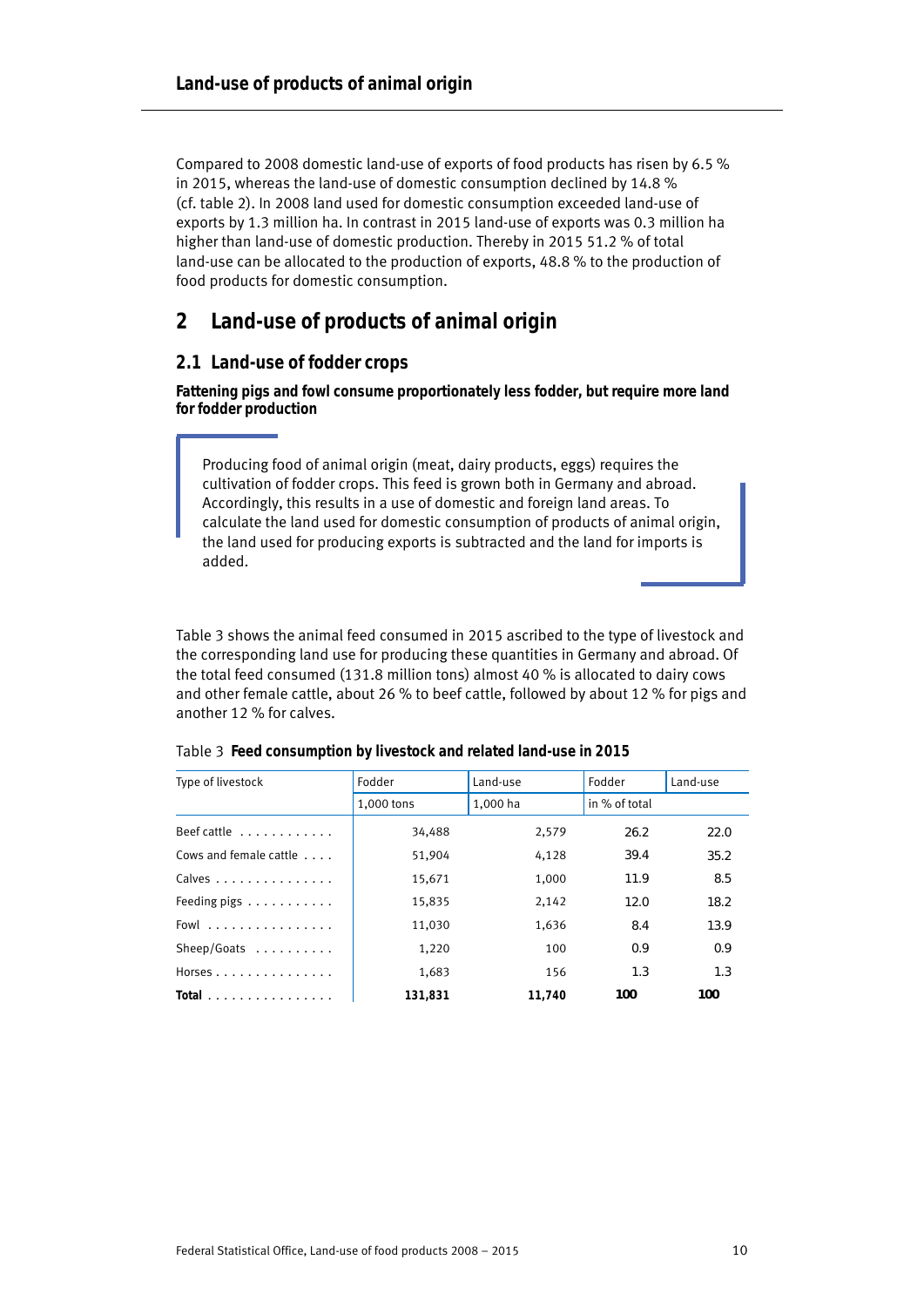Compared to 2008 domestic land-use of exports of food products has risen by 6.5 % in 2015, whereas the land-use of domestic consumption declined by 14.8 % (cf. table 2). In 2008 land used for domestic consumption exceeded land-use of exports by 1.3 million ha. In contrast in 2015 land-use of exports was 0.3 million ha higher than land-use of domestic production. Thereby in 2015 51.2 % of total land-use can be allocated to the production of exports, 48.8 % to the production of food products for domestic consumption.

## 2 Land-use of products of animal origin

### 2.1 Land-use of fodder crops

**Fattening pigs and fowl consume proportionately less fodder, but require more land for fodder production**

> Producing food of animal origin (meat, dairy products, eggs) requires the cultivation of fodder crops. This feed is grown both in Germany and abroad. Accordingly, this results in a use of domestic and foreign land areas. To calculate the land used for domestic consumption of products of animal origin, the land used for producing exports is subtracted and the land for imports is added.

Table 3 shows the animal feed consumed in 2015 ascribed to the type of livestock and the corresponding land use for producing these quantities in Germany and abroad. Of the total feed consumed (131.8 million tons) almost 40 % is allocated to dairy cows and other female cattle, about 26 % to beef cattle, followed by about 12 % for pigs and another 12 % for calves.

Table 3 **Feed consumption by livestock and related land-use in 2015**

| Type of livestock | Fodder | Land-use | Fodder | Land-use |
|---|---|---|---|---|
| | 1,000 tons | 1,000 ha | in % of total | |
| Beef cattle | 34,488 | 2,579 | 26.2 | 22.0 |
| Cows and female cattle | 51,904 | 4,128 | 39.4 | 35.2 |
| Calves | 15,671 | 1,000 | 11.9 | 8.5 |
| Feeding pigs | 15,835 | 2,142 | 12.0 | 18.2 |
| Fowl | 11,030 | 1,636 | 8.4 | 13.9 |
| Sheep/Goats | 1,220 | 100 | 0.9 | 0.9 |
| Horses | 1,683 | 156 | 1.3 | 1.3 |
| **Total** | **131,831** | **11,740** | **100** | **100** |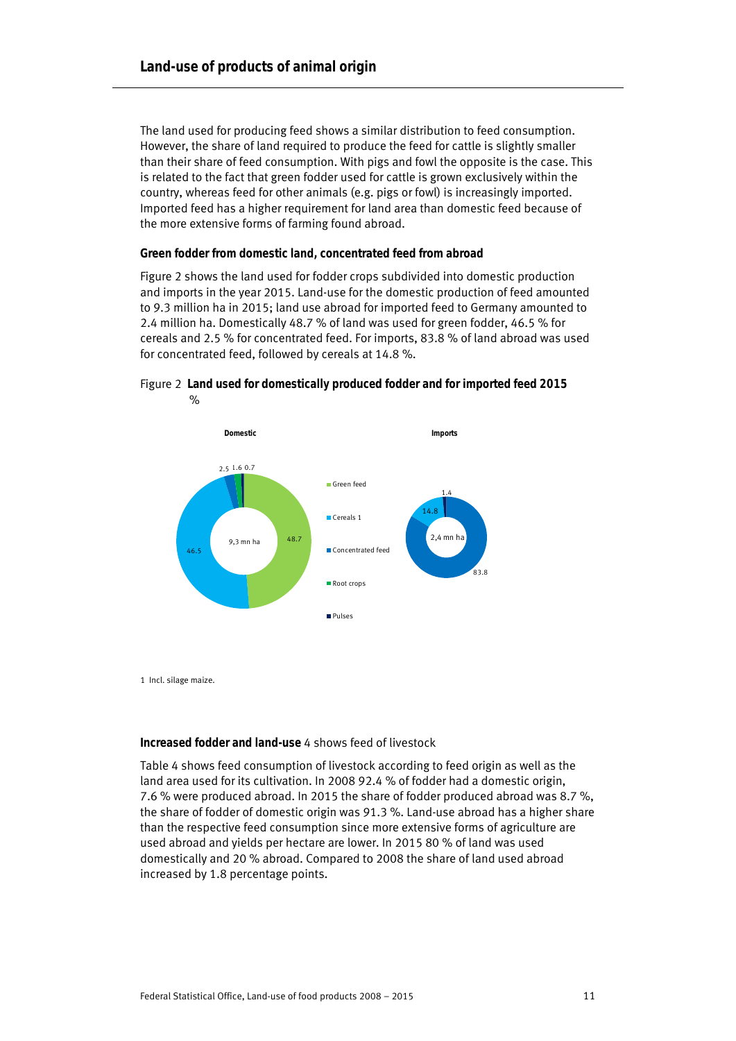## Land-use of products of animal origin

The land used for producing feed shows a similar distribution to feed consumption. However, the share of land required to produce the feed for cattle is slightly smaller than their share of feed consumption. With pigs and fowl the opposite is the case. This is related to the fact that green fodder used for cattle is grown exclusively within the country, whereas feed for other animals (e.g. pigs or fowl) is increasingly imported. Imported feed has a higher requirement for land area than domestic feed because of the more extensive forms of farming found abroad.

### Green fodder from domestic land, concentrated feed from abroad

Figure 2 shows the land used for fodder crops subdivided into domestic production and imports in the year 2015. Land-use for the domestic production of feed amounted to 9.3 million ha in 2015; land use abroad for imported feed to Germany amounted to 2.4 million ha. Domestically 48.7 % of land was used for green fodder, 46.5 % for cereals and 2.5 % for concentrated feed. For imports, 83.8 % of land abroad was used for concentrated feed, followed by cereals at 14.8 %.

Figure 2 **Land used for domestically produced fodder and for imported feed 2015**
%

**Domestic** (9,3 mn ha): Green feed 48.7; Cereals[1] 46.5; Concentrated feed 2.5; Root crops 1.6; Pulses 0.7

**Imports** (2,4 mn ha): Concentrated feed 83.8; Cereals[1] 14.8; Pulses 1.4

1 Incl. silage maize.

### Increased fodder and land-use

4 shows feed of livestock

Table 4 shows feed consumption of livestock according to feed origin as well as the land area used for its cultivation. In 2008 92.4 % of fodder had a domestic origin, 7.6 % were produced abroad. In 2015 the share of fodder produced abroad was 8.7 %, the share of fodder of domestic origin was 91.3 %. Land-use abroad has a higher share than the respective feed consumption since more extensive forms of agriculture are used abroad and yields per hectare are lower. In 2015 80 % of land was used domestically and 20 % abroad. Compared to 2008 the share of land used abroad increased by 1.8 percentage points.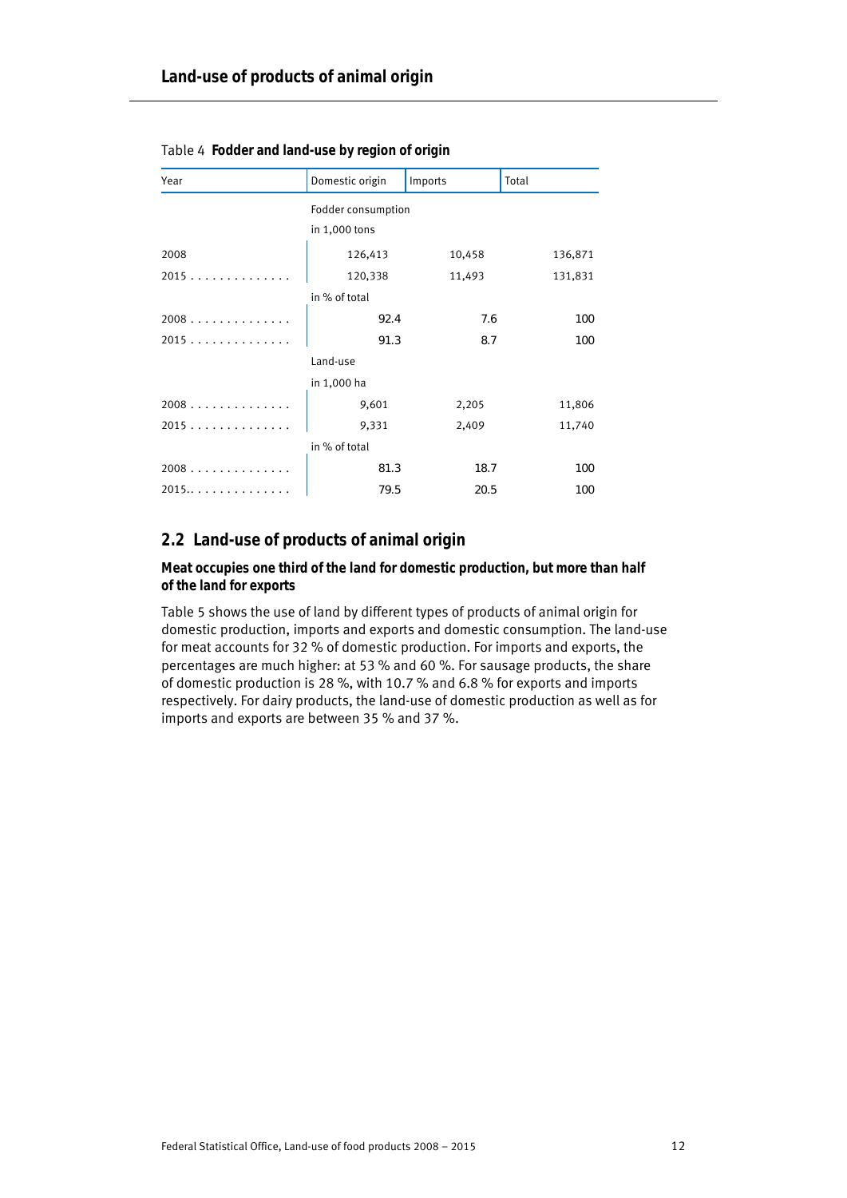## Land-use of products of animal origin

Table 4 **Fodder and land-use by region of origin**

| Year | Domestic origin | Imports | Total |
|---|---|---|---|
| | Fodder consumption | | |
| | in 1,000 tons | | |
| 2008 | 126,413 | 10,458 | 136,871 |
| 2015 | 120,338 | 11,493 | 131,831 |
| | in % of total | | |
| 2008 | 92.4 | 7.6 | 100 |
| 2015 | 91.3 | 8.7 | 100 |
| | Land-use | | |
| | in 1,000 ha | | |
| 2008 | 9,601 | 2,205 | 11,806 |
| 2015 | 9,331 | 2,409 | 11,740 |
| | in % of total | | |
| 2008 | 81.3 | 18.7 | 100 |
| 2015 | 79.5 | 20.5 | 100 |

## 2.2 Land-use of products of animal origin

**Meat occupies one third of the land for domestic production, but more than half of the land for exports**

Table 5 shows the use of land by different types of products of animal origin for domestic production, imports and exports and domestic consumption. The land-use for meat accounts for 32 % of domestic production. For imports and exports, the percentages are much higher: at 53 % and 60 %. For sausage products, the share of domestic production is 28 %, with 10.7 % and 6.8 % for exports and imports respectively. For dairy products, the land-use of domestic production as well as for imports and exports are between 35 % and 37 %.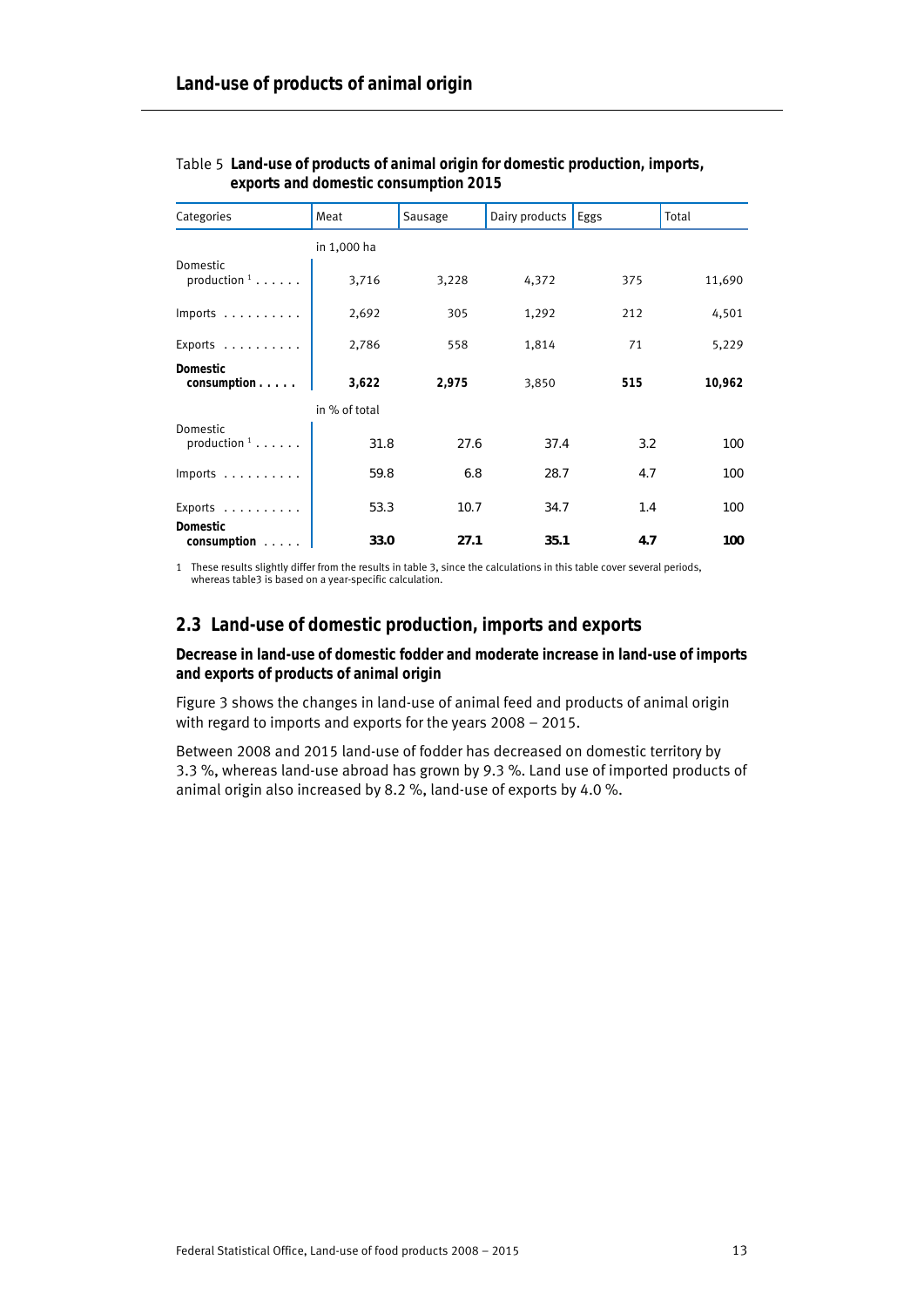# Land-use of products of animal origin

Table 5 **Land-use of products of animal origin for domestic production, imports, exports and domestic consumption 2015**

| Categories | Meat | Sausage | Dairy products | Eggs | Total |
|---|---|---|---|---|---|
| | in 1,000 ha | | | | |
| Domestic production [1] | 3,716 | 3,228 | 4,372 | 375 | 11,690 |
| Imports | 2,692 | 305 | 1,292 | 212 | 4,501 |
| Exports | 2,786 | 558 | 1,814 | 71 | 5,229 |
| **Domestic consumption** | **3,622** | **2,975** | 3,850 | **515** | **10,962** |
| | in % of total | | | | |
| Domestic production [1] | 31.8 | 27.6 | 37.4 | 3.2 | 100 |
| Imports | 59.8 | 6.8 | 28.7 | 4.7 | 100 |
| Exports | 53.3 | 10.7 | 34.7 | 1.4 | 100 |
| **Domestic consumption** | **33.0** | **27.1** | **35.1** | **4.7** | **100** |

1 These results slightly differ from the results in table 3, since the calculations in this table cover several periods, whereas table3 is based on a year-specific calculation.

## 2.3 Land-use of domestic production, imports and exports

**Decrease in land-use of domestic fodder and moderate increase in land-use of imports and exports of products of animal origin**

Figure 3 shows the changes in land-use of animal feed and products of animal origin with regard to imports and exports for the years 2008 – 2015.

Between 2008 and 2015 land-use of fodder has decreased on domestic territory by 3.3 %, whereas land-use abroad has grown by 9.3 %. Land use of imported products of animal origin also increased by 8.2 %, land-use of exports by 4.0 %.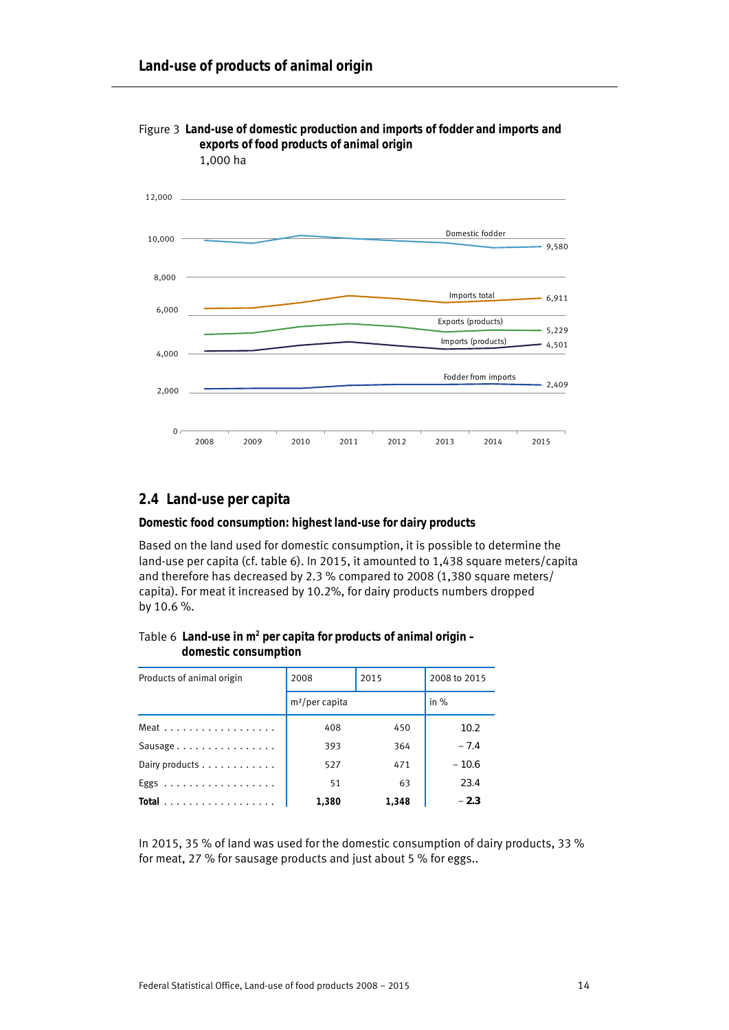## Land-use of products of animal origin

Figure 3 **Land-use of domestic production and imports of fodder and imports and exports of food products of animal origin**
1,000 ha

## 2.4 Land-use per capita

### Domestic food consumption: highest land-use for dairy products

Based on the land used for domestic consumption, it is possible to determine the land-use per capita (cf. table 6). In 2015, it amounted to 1,438 square meters/capita and therefore has decreased by 2.3 % compared to 2008 (1,380 square meters/capita). For meat it increased by 10.2%, for dairy products numbers dropped by 10.6 %.

Table 6 **Land-use in m² per capita for products of animal origin – domestic consumption**

| Products of animal origin | 2008 | 2015 | 2008 to 2015 |
|---|---|---|---|
| | m²/per capita | | in % |
| Meat | 408 | 450 | 10.2 |
| Sausage | 393 | 364 | – 7.4 |
| Dairy products | 527 | 471 | – 10.6 |
| Eggs | 51 | 63 | 23.4 |
| **Total** | **1,380** | **1,348** | **– 2.3** |

In 2015, 35 % of land was used for the domestic consumption of dairy products, 33 % for meat, 27 % for sausage products and just about 5 % for eggs..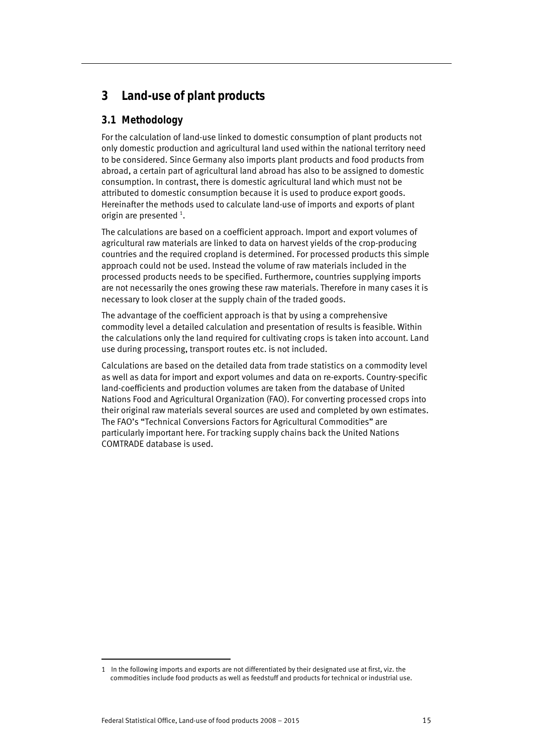# 3 Land-use of plant products

## 3.1 Methodology

For the calculation of land-use linked to domestic consumption of plant products not only domestic production and agricultural land used within the national territory need to be considered. Since Germany also imports plant products and food products from abroad, a certain part of agricultural land abroad has also to be assigned to domestic consumption. In contrast, there is domestic agricultural land which must not be attributed to domestic consumption because it is used to produce export goods. Hereinafter the methods used to calculate land-use of imports and exports of plant origin are presented [1].

The calculations are based on a coefficient approach. Import and export volumes of agricultural raw materials are linked to data on harvest yields of the crop-producing countries and the required cropland is determined. For processed products this simple approach could not be used. Instead the volume of raw materials included in the processed products needs to be specified. Furthermore, countries supplying imports are not necessarily the ones growing these raw materials. Therefore in many cases it is necessary to look closer at the supply chain of the traded goods.

The advantage of the coefficient approach is that by using a comprehensive commodity level a detailed calculation and presentation of results is feasible. Within the calculations only the land required for cultivating crops is taken into account. Land use during processing, transport routes etc. is not included.

Calculations are based on the detailed data from trade statistics on a commodity level as well as data for import and export volumes and data on re-exports. Country-specific land-coefficients and production volumes are taken from the database of United Nations Food and Agricultural Organization (FAO). For converting processed crops into their original raw materials several sources are used and completed by own estimates. The FAO's "Technical Conversions Factors for Agricultural Commodities" are particularly important here. For tracking supply chains back the United Nations COMTRADE database is used.

---

1 In the following imports and exports are not differentiated by their designated use at first, viz. the commodities include food products as well as feedstuff and products for technical or industrial use.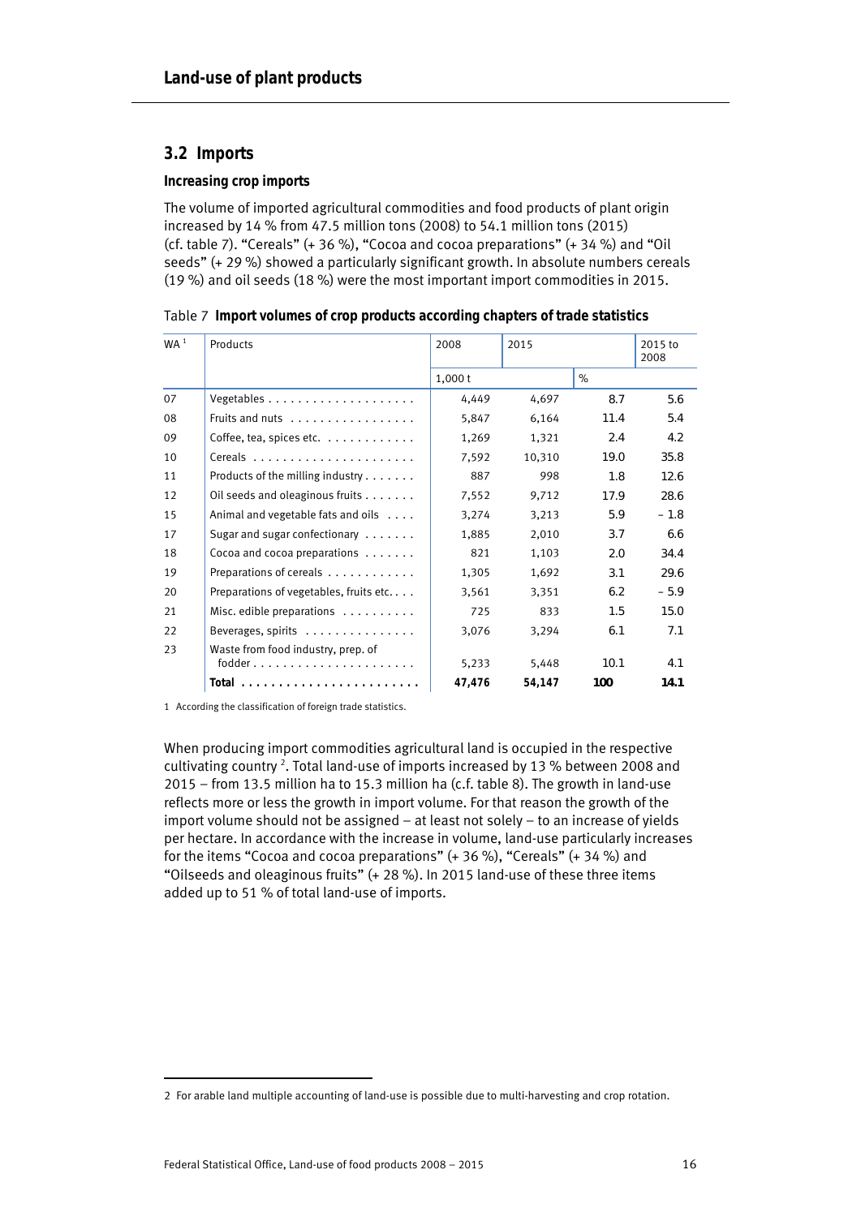## 3.2 Imports

### Increasing crop imports

The volume of imported agricultural commodities and food products of plant origin increased by 14 % from 47.5 million tons (2008) to 54.1 million tons (2015) (cf. table 7). "Cereals" (+ 36 %), "Cocoa and cocoa preparations" (+ 34 %) and "Oil seeds" (+ 29 %) showed a particularly significant growth. In absolute numbers cereals (19 %) and oil seeds (18 %) were the most important import commodities in 2015.

Table 7 **Import volumes of crop products according chapters of trade statistics**

| WA [1] | Products | 2008 | 2015 | | 2015 to 2008 |
|---|---|---|---|---|---|
| | | 1,000 t | | % | |
| 07 | Vegetables | 4,449 | 4,697 | 8.7 | 5.6 |
| 08 | Fruits and nuts | 5,847 | 6,164 | 11.4 | 5.4 |
| 09 | Coffee, tea, spices etc. | 1,269 | 1,321 | 2.4 | 4.2 |
| 10 | Cereals | 7,592 | 10,310 | 19.0 | 35.8 |
| 11 | Products of the milling industry | 887 | 998 | 1.8 | 12.6 |
| 12 | Oil seeds and oleaginous fruits | 7,552 | 9,712 | 17.9 | 28.6 |
| 15 | Animal and vegetable fats and oils | 3,274 | 3,213 | 5.9 | – 1.8 |
| 17 | Sugar and sugar confectionary | 1,885 | 2,010 | 3.7 | 6.6 |
| 18 | Cocoa and cocoa preparations | 821 | 1,103 | 2.0 | 34.4 |
| 19 | Preparations of cereals | 1,305 | 1,692 | 3.1 | 29.6 |
| 20 | Preparations of vegetables, fruits etc. | 3,561 | 3,351 | 6.2 | – 5.9 |
| 21 | Misc. edible preparations | 725 | 833 | 1.5 | 15.0 |
| 22 | Beverages, spirits | 3,076 | 3,294 | 6.1 | 7.1 |
| 23 | Waste from food industry, prep. of fodder | 5,233 | 5,448 | 10.1 | 4.1 |
| | **Total** | **47,476** | **54,147** | **100** | **14.1** |

1 According the classification of foreign trade statistics.

When producing import commodities agricultural land is occupied in the respective cultivating country [2]. Total land-use of imports increased by 13 % between 2008 and 2015 – from 13.5 million ha to 15.3 million ha (c.f. table 8). The growth in land-use reflects more or less the growth in import volume. For that reason the growth of the import volume should not be assigned – at least not solely – to an increase of yields per hectare. In accordance with the increase in volume, land-use particularly increases for the items "Cocoa and cocoa preparations" (+ 36 %), "Cereals" (+ 34 %) and "Oilseeds and oleaginous fruits" (+ 28 %). In 2015 land-use of these three items added up to 51 % of total land-use of imports.

2 For arable land multiple accounting of land-use is possible due to multi-harvesting and crop rotation.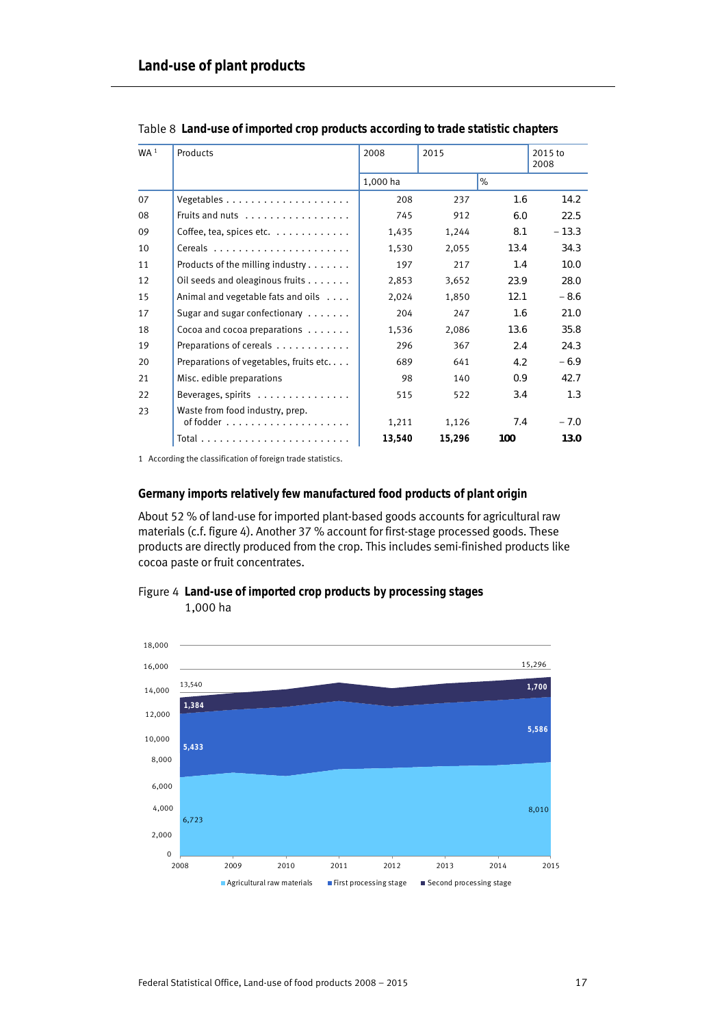## Land-use of plant products

Table 8 **Land-use of imported crop products according to trade statistic chapters**

| WA [1] | Products | 2008 | 2015 | | 2015 to 2008 |
|---|---|---|---|---|---|
| | | 1,000 ha | | % | |
| 07 | Vegetables | 208 | 237 | 1.6 | 14.2 |
| 08 | Fruits and nuts | 745 | 912 | 6.0 | 22.5 |
| 09 | Coffee, tea, spices etc. | 1,435 | 1,244 | 8.1 | – 13.3 |
| 10 | Cereals | 1,530 | 2,055 | 13.4 | 34.3 |
| 11 | Products of the milling industry | 197 | 217 | 1.4 | 10.0 |
| 12 | Oil seeds and oleaginous fruits | 2,853 | 3,652 | 23.9 | 28.0 |
| 15 | Animal and vegetable fats and oils | 2,024 | 1,850 | 12.1 | – 8.6 |
| 17 | Sugar and sugar confectionary | 204 | 247 | 1.6 | 21.0 |
| 18 | Cocoa and cocoa preparations | 1,536 | 2,086 | 13.6 | 35.8 |
| 19 | Preparations of cereals | 296 | 367 | 2.4 | 24.3 |
| 20 | Preparations of vegetables, fruits etc. | 689 | 641 | 4.2 | – 6.9 |
| 21 | Misc. edible preparations | 98 | 140 | 0.9 | 42.7 |
| 22 | Beverages, spirits | 515 | 522 | 3.4 | 1.3 |
| 23 | Waste from food industry, prep. of fodder | 1,211 | 1,126 | 7.4 | – 7.0 |
| | **Total** | **13,540** | **15,296** | **100** | **13.0** |

1 According the classification of foreign trade statistics.

### Germany imports relatively few manufactured food products of plant origin

About 52 % of land-use for imported plant-based goods accounts for agricultural raw materials (c.f. figure 4). Another 37 % account for first-stage processed goods. These products are directly produced from the crop. This includes semi-finished products like cocoa paste or fruit concentrates.

Figure 4 **Land-use of imported crop products by processing stages**
1,000 ha

| | 2008 | 2015 |
|---|---|---|
| Agricultural raw materials | 6,723 | 8,010 |
| First processing stage | 5,433 | 5,586 |
| Second processing stage | 1,384 | 1,700 |
| Total | 13,540 | 15,296 |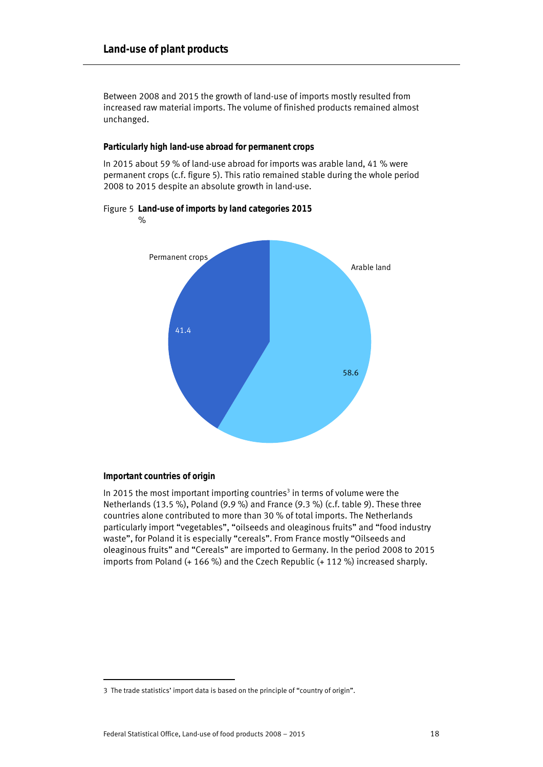## Land-use of plant products

Between 2008 and 2015 the growth of land-use of imports mostly resulted from increased raw material imports. The volume of finished products remained almost unchanged.

### Particularly high land-use abroad for permanent crops

In 2015 about 59 % of land-use abroad for imports was arable land, 41 % were permanent crops (c.f. figure 5). This ratio remained stable during the whole period 2008 to 2015 despite an absolute growth in land-use.

Figure 5 **Land-use of imports by land categories 2015**
%

Permanent crops 41.4
Arable land 58.6

### Important countries of origin

In 2015 the most important importing countries[3] in terms of volume were the Netherlands (13.5 %), Poland (9.9 %) and France (9.3 %) (c.f. table 9). These three countries alone contributed to more than 30 % of total imports. The Netherlands particularly import "vegetables", "oilseeds and oleaginous fruits" and "food industry waste", for Poland it is especially "cereals". From France mostly "Oilseeds and oleaginous fruits" and "Cereals" are imported to Germany. In the period 2008 to 2015 imports from Poland (+ 166 %) and the Czech Republic (+ 112 %) increased sharply.

3 The trade statistics' import data is based on the principle of "country of origin".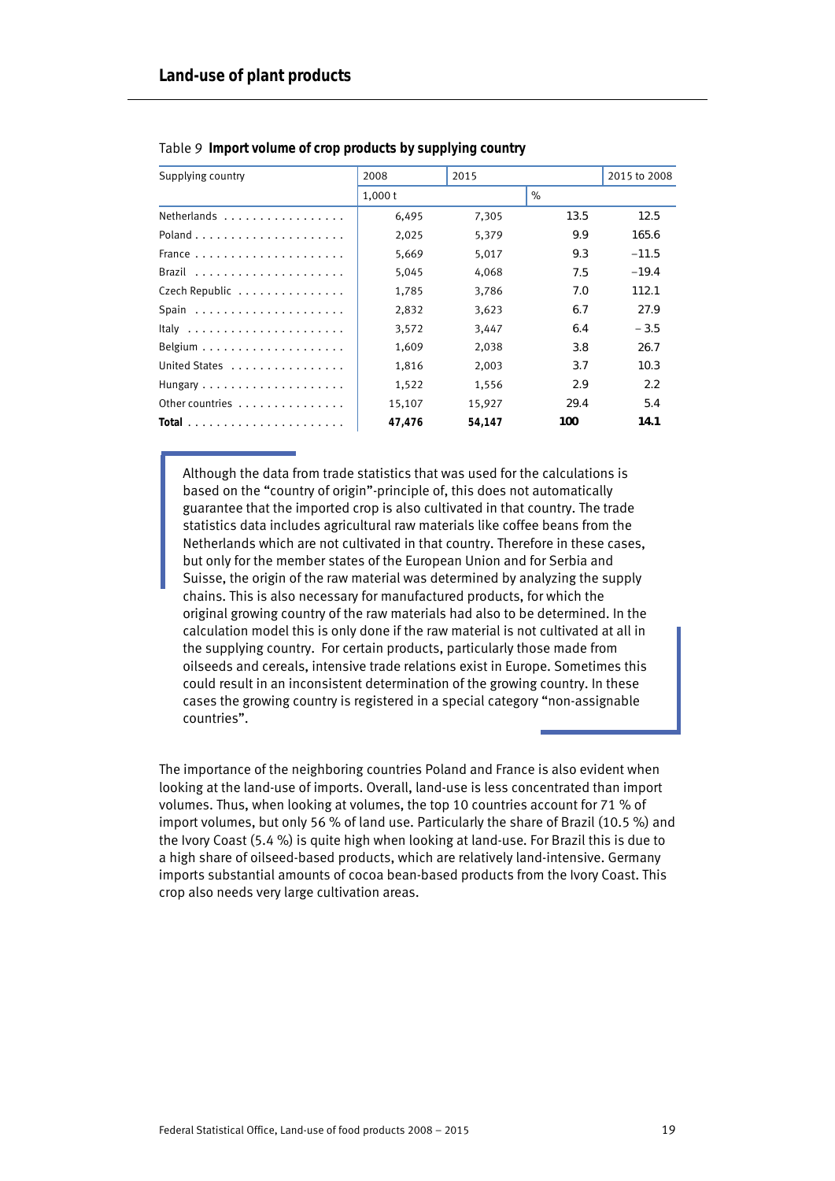## Land-use of plant products

Table 9 **Import volume of crop products by supplying country**

| Supplying country | 2008 | 2015 | | 2015 to 2008 |
|---|---|---|---|---|
| | 1,000 t | | % | |
| Netherlands | 6,495 | 7,305 | 13.5 | 12.5 |
| Poland | 2,025 | 5,379 | 9.9 | 165.6 |
| France | 5,669 | 5,017 | 9.3 | −11.5 |
| Brazil | 5,045 | 4,068 | 7.5 | −19.4 |
| Czech Republic | 1,785 | 3,786 | 7.0 | 112.1 |
| Spain | 2,832 | 3,623 | 6.7 | 27.9 |
| Italy | 3,572 | 3,447 | 6.4 | − 3.5 |
| Belgium | 1,609 | 2,038 | 3.8 | 26.7 |
| United States | 1,816 | 2,003 | 3.7 | 10.3 |
| Hungary | 1,522 | 1,556 | 2.9 | 2.2 |
| Other countries | 15,107 | 15,927 | 29.4 | 5.4 |
| **Total** | **47,476** | **54,147** | **100** | **14.1** |

Although the data from trade statistics that was used for the calculations is based on the "country of origin"-principle of, this does not automatically guarantee that the imported crop is also cultivated in that country. The trade statistics data includes agricultural raw materials like coffee beans from the Netherlands which are not cultivated in that country. Therefore in these cases, but only for the member states of the European Union and for Serbia and Suisse, the origin of the raw material was determined by analyzing the supply chains. This is also necessary for manufactured products, for which the original growing country of the raw materials had also to be determined. In the calculation model this is only done if the raw material is not cultivated at all in the supplying country. For certain products, particularly those made from oilseeds and cereals, intensive trade relations exist in Europe. Sometimes this could result in an inconsistent determination of the growing country. In these cases the growing country is registered in a special category "non-assignable countries".

The importance of the neighboring countries Poland and France is also evident when looking at the land-use of imports. Overall, land-use is less concentrated than import volumes. Thus, when looking at volumes, the top 10 countries account for 71 % of import volumes, but only 56 % of land use. Particularly the share of Brazil (10.5 %) and the Ivory Coast (5.4 %) is quite high when looking at land-use. For Brazil this is due to a high share of oilseed-based products, which are relatively land-intensive. Germany imports substantial amounts of cocoa bean-based products from the Ivory Coast. This crop also needs very large cultivation areas.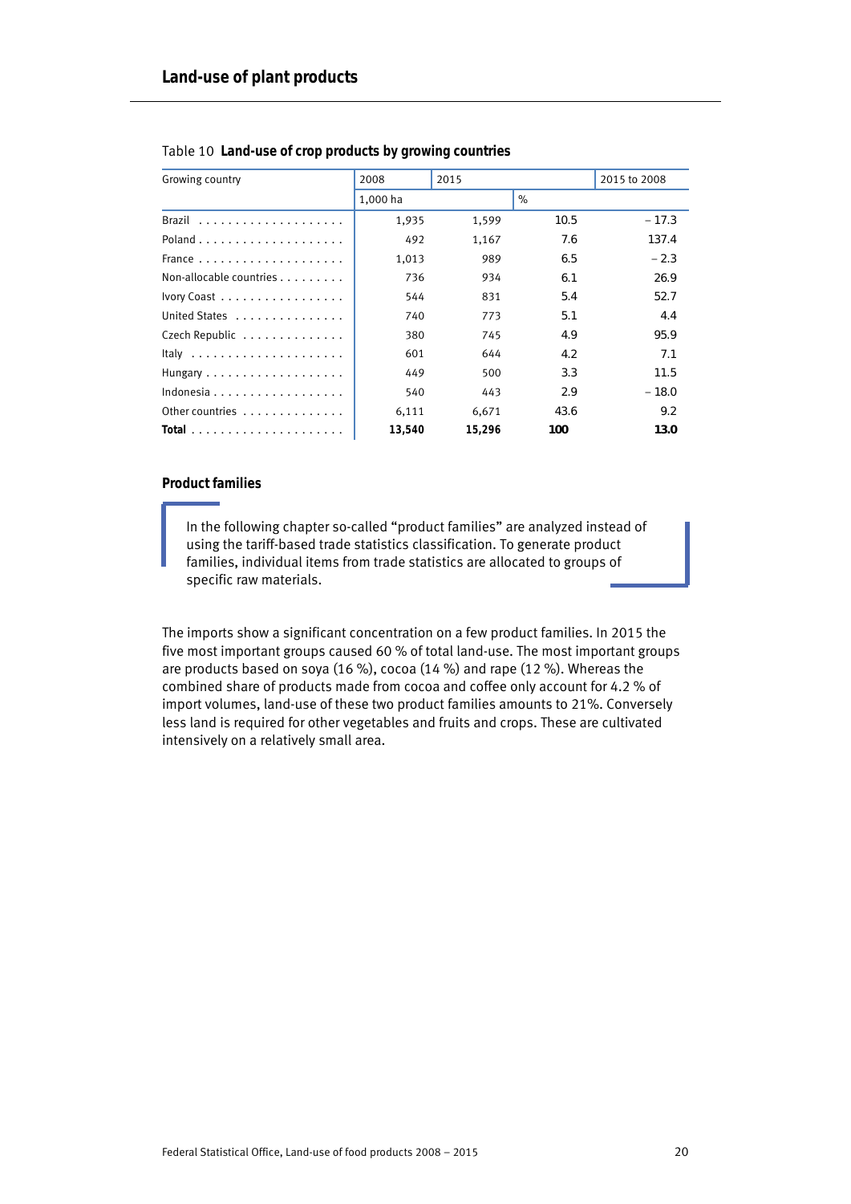## Land-use of plant products

Table 10 **Land-use of crop products by growing countries**

| Growing country | 2008 | 2015 | | 2015 to 2008 |
|---|---|---|---|---|
| | 1,000 ha | | % | |
| Brazil | 1,935 | 1,599 | 10.5 | – 17.3 |
| Poland | 492 | 1,167 | 7.6 | 137.4 |
| France | 1,013 | 989 | 6.5 | – 2.3 |
| Non-allocable countries | 736 | 934 | 6.1 | 26.9 |
| Ivory Coast | 544 | 831 | 5.4 | 52.7 |
| United States | 740 | 773 | 5.1 | 4.4 |
| Czech Republic | 380 | 745 | 4.9 | 95.9 |
| Italy | 601 | 644 | 4.2 | 7.1 |
| Hungary | 449 | 500 | 3.3 | 11.5 |
| Indonesia | 540 | 443 | 2.9 | – 18.0 |
| Other countries | 6,111 | 6,671 | 43.6 | 9.2 |
| **Total** | **13,540** | **15,296** | **100** | **13.0** |

### Product families

In the following chapter so-called "product families" are analyzed instead of using the tariff-based trade statistics classification. To generate product families, individual items from trade statistics are allocated to groups of specific raw materials.

The imports show a significant concentration on a few product families. In 2015 the five most important groups caused 60 % of total land-use. The most important groups are products based on soya (16 %), cocoa (14 %) and rape (12 %). Whereas the combined share of products made from cocoa and coffee only account for 4.2 % of import volumes, land-use of these two product families amounts to 21%. Conversely less land is required for other vegetables and fruits and crops. These are cultivated intensively on a relatively small area.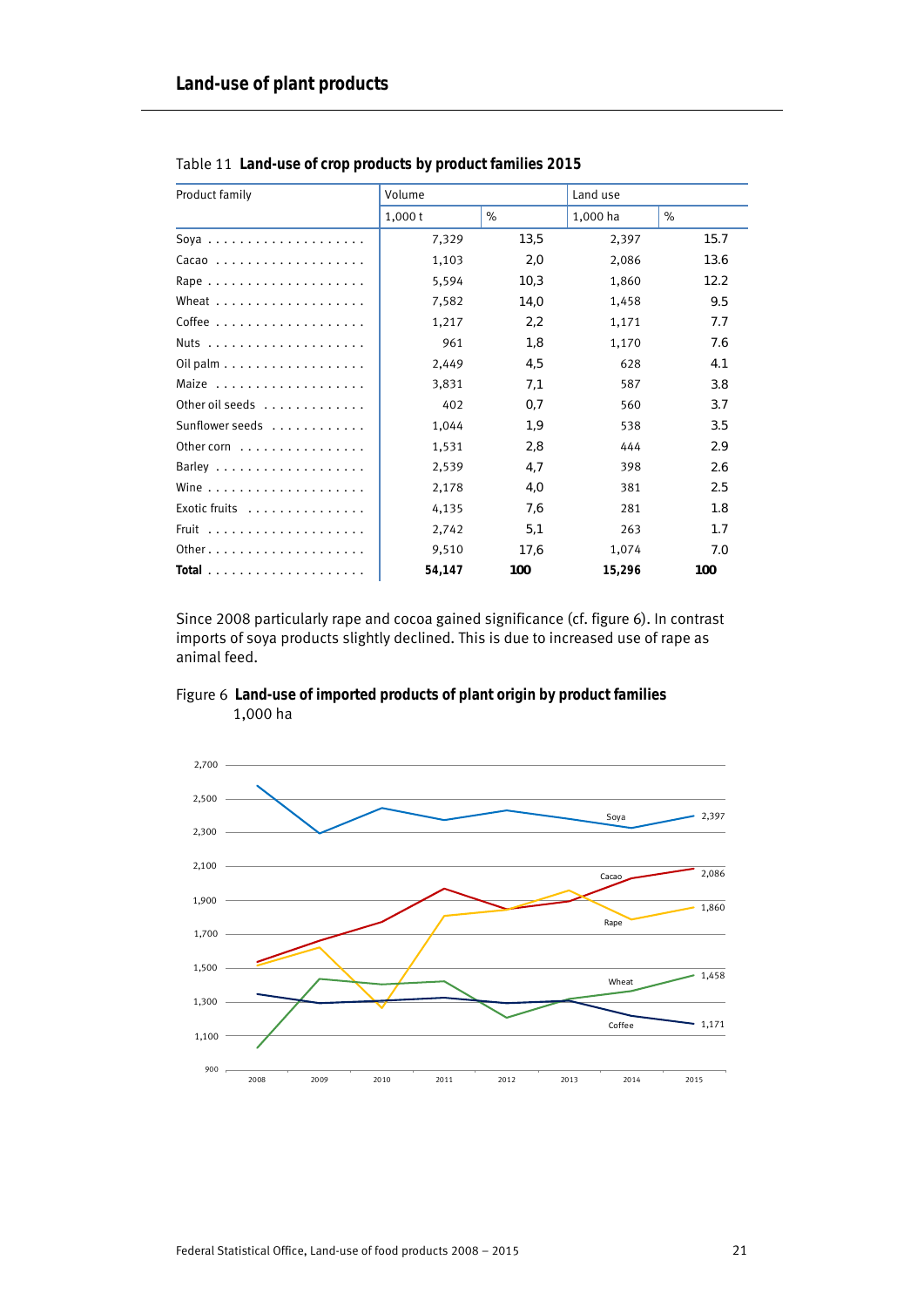Table 11 **Land-use of crop products by product families 2015**

| Product family | Volume | | Land use | |
|---|---|---|---|---|
| | 1,000 t | % | 1,000 ha | % |
| Soya | 7,329 | 13,5 | 2,397 | 15.7 |
| Cacao | 1,103 | 2,0 | 2,086 | 13.6 |
| Rape | 5,594 | 10,3 | 1,860 | 12.2 |
| Wheat | 7,582 | 14,0 | 1,458 | 9.5 |
| Coffee | 1,217 | 2,2 | 1,171 | 7.7 |
| Nuts | 961 | 1,8 | 1,170 | 7.6 |
| Oil palm | 2,449 | 4,5 | 628 | 4.1 |
| Maize | 3,831 | 7,1 | 587 | 3.8 |
| Other oil seeds | 402 | 0,7 | 560 | 3.7 |
| Sunflower seeds | 1,044 | 1,9 | 538 | 3.5 |
| Other corn | 1,531 | 2,8 | 444 | 2.9 |
| Barley | 2,539 | 4,7 | 398 | 2.6 |
| Wine | 2,178 | 4,0 | 381 | 2.5 |
| Exotic fruits | 4,135 | 7,6 | 281 | 1.8 |
| Fruit | 2,742 | 5,1 | 263 | 1.7 |
| Other | 9,510 | 17,6 | 1,074 | 7.0 |
| **Total** | **54,147** | **100** | **15,296** | **100** |

Since 2008 particularly rape and cocoa gained significance (cf. figure 6). In contrast imports of soya products slightly declined. This is due to increased use of rape as animal feed.

Figure 6 **Land-use of imported products of plant origin by product families**
1,000 ha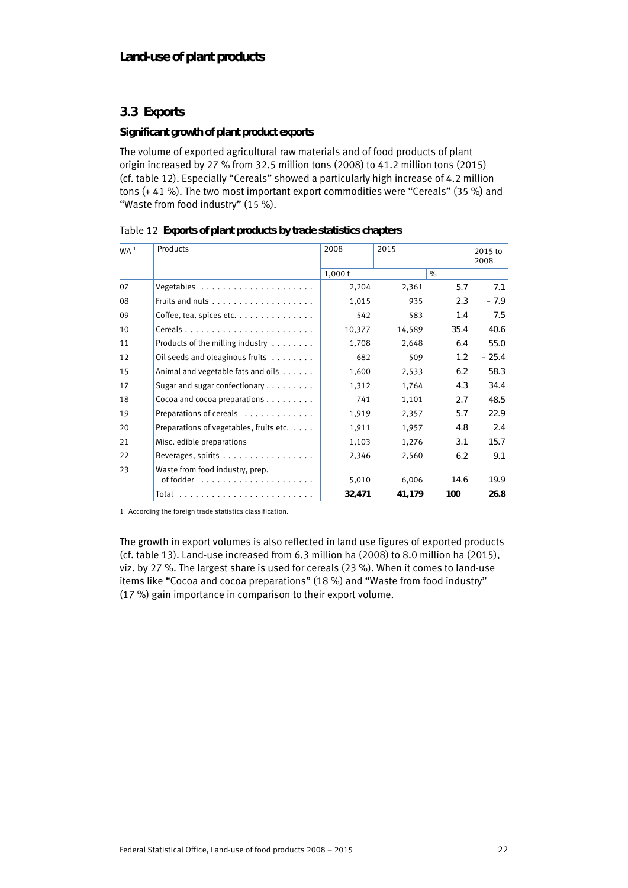# Land-use of plant products

## 3.3 Exports

### Significant growth of plant product exports

The volume of exported agricultural raw materials and of food products of plant origin increased by 27 % from 32.5 million tons (2008) to 41.2 million tons (2015) (cf. table 12). Especially "Cereals" showed a particularly high increase of 4.2 million tons (+ 41 %). The two most important export commodities were "Cereals" (35 %) and "Waste from food industry" (15 %).

Table 12 **Exports of plant products by trade statistics chapters**

| WA [1] | Products | 2008 | 2015 | | 2015 to 2008 |
|---|---|---|---|---|---|
| | | 1,000 t | | % | |
| 07 | Vegetables | 2,204 | 2,361 | 5.7 | 7.1 |
| 08 | Fruits and nuts | 1,015 | 935 | 2.3 | – 7.9 |
| 09 | Coffee, tea, spices etc. | 542 | 583 | 1.4 | 7.5 |
| 10 | Cereals | 10,377 | 14,589 | 35.4 | 40.6 |
| 11 | Products of the milling industry | 1,708 | 2,648 | 6.4 | 55.0 |
| 12 | Oil seeds and oleaginous fruits | 682 | 509 | 1.2 | – 25.4 |
| 15 | Animal and vegetable fats and oils | 1,600 | 2,533 | 6.2 | 58.3 |
| 17 | Sugar and sugar confectionary | 1,312 | 1,764 | 4.3 | 34.4 |
| 18 | Cocoa and cocoa preparations | 741 | 1,101 | 2.7 | 48.5 |
| 19 | Preparations of cereals | 1,919 | 2,357 | 5.7 | 22.9 |
| 20 | Preparations of vegetables, fruits etc. | 1,911 | 1,957 | 4.8 | 2.4 |
| 21 | Misc. edible preparations | 1,103 | 1,276 | 3.1 | 15.7 |
| 22 | Beverages, spirits | 2,346 | 2,560 | 6.2 | 9.1 |
| 23 | Waste from food industry, prep. of fodder | 5,010 | 6,006 | 14.6 | 19.9 |
| | Total | **32,471** | **41,179** | **100** | **26.8** |

1 According the foreign trade statistics classification.

The growth in export volumes is also reflected in land use figures of exported products (cf. table 13). Land-use increased from 6.3 million ha (2008) to 8.0 million ha (2015), viz. by 27 %. The largest share is used for cereals (23 %). When it comes to land-use items like "Cocoa and cocoa preparations" (18 %) and "Waste from food industry" (17 %) gain importance in comparison to their export volume.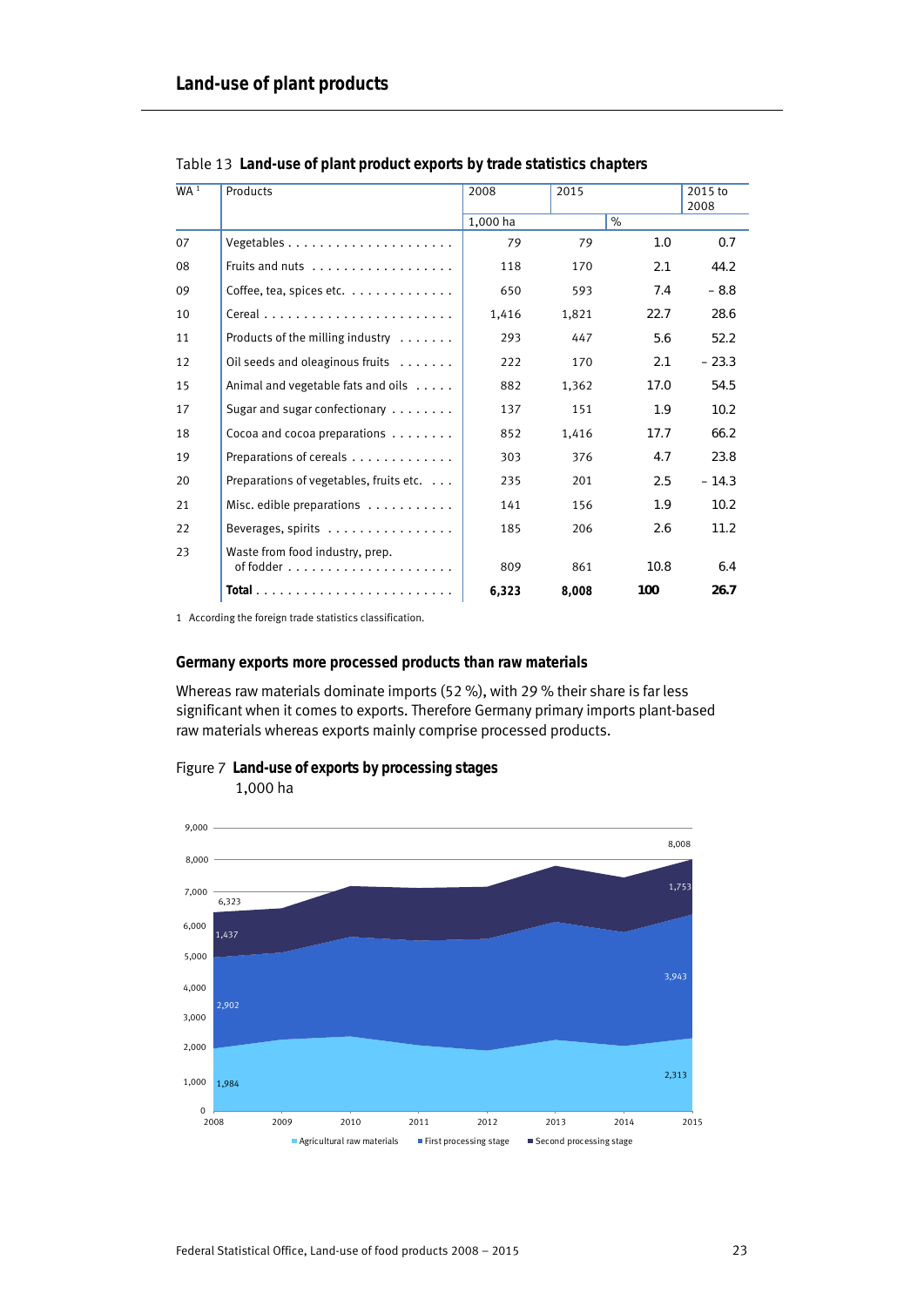## Land-use of plant products

Table 13 **Land-use of plant product exports by trade statistics chapters**

| WA [1] | Products | 2008 | 2015 | | 2015 to 2008 |
|---|---|---|---|---|---|
| | | 1,000 ha | | % | |
| 07 | Vegetables | 79 | 79 | 1.0 | 0.7 |
| 08 | Fruits and nuts | 118 | 170 | 2.1 | 44.2 |
| 09 | Coffee, tea, spices etc. | 650 | 593 | 7.4 | – 8.8 |
| 10 | Cereal | 1,416 | 1,821 | 22.7 | 28.6 |
| 11 | Products of the milling industry | 293 | 447 | 5.6 | 52.2 |
| 12 | Oil seeds and oleaginous fruits | 222 | 170 | 2.1 | – 23.3 |
| 15 | Animal and vegetable fats and oils | 882 | 1,362 | 17.0 | 54.5 |
| 17 | Sugar and sugar confectionary | 137 | 151 | 1.9 | 10.2 |
| 18 | Cocoa and cocoa preparations | 852 | 1,416 | 17.7 | 66.2 |
| 19 | Preparations of cereals | 303 | 376 | 4.7 | 23.8 |
| 20 | Preparations of vegetables, fruits etc. | 235 | 201 | 2.5 | – 14.3 |
| 21 | Misc. edible preparations | 141 | 156 | 1.9 | 10.2 |
| 22 | Beverages, spirits | 185 | 206 | 2.6 | 11.2 |
| 23 | Waste from food industry, prep. of fodder | 809 | 861 | 10.8 | 6.4 |
| | **Total** | **6,323** | **8,008** | **100** | **26.7** |

1 According the foreign trade statistics classification.

### Germany exports more processed products than raw materials

Whereas raw materials dominate imports (52 %), with 29 % their share is far less significant when it comes to exports. Therefore Germany primary imports plant-based raw materials whereas exports mainly comprise processed products.

Figure 7 **Land-use of exports by processing stages**
1,000 ha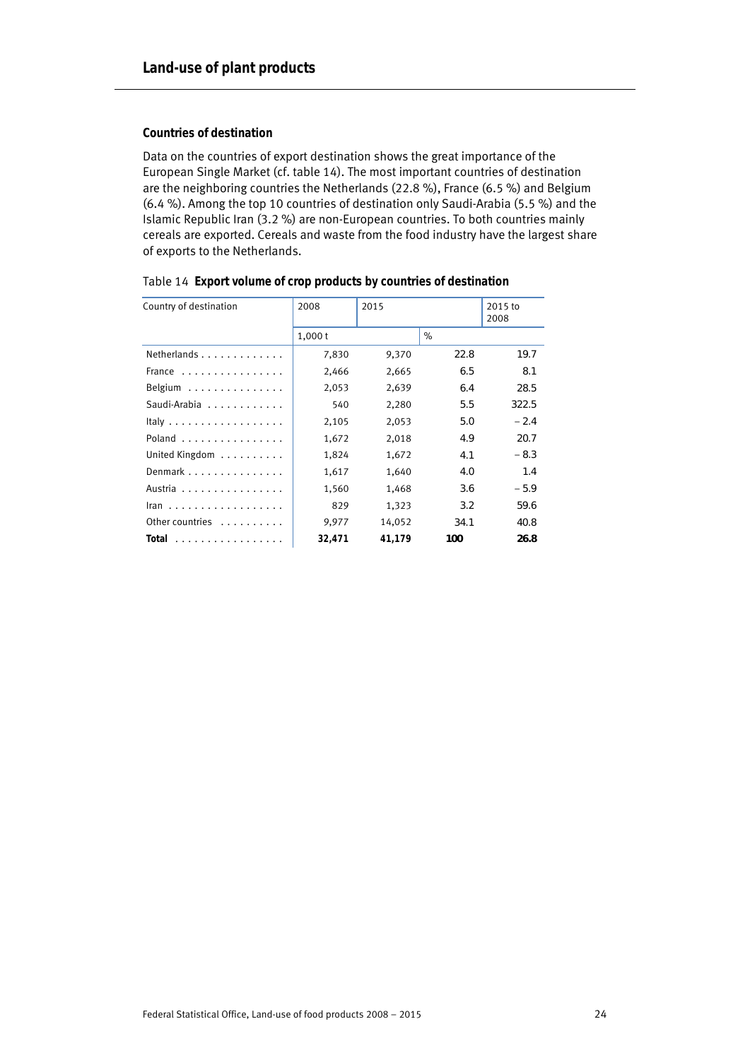## Countries of destination

Data on the countries of export destination shows the great importance of the European Single Market (cf. table 14). The most important countries of destination are the neighboring countries the Netherlands (22.8 %), France (6.5 %) and Belgium (6.4 %). Among the top 10 countries of destination only Saudi-Arabia (5.5 %) and the Islamic Republic Iran (3.2 %) are non-European countries. To both countries mainly cereals are exported. Cereals and waste from the food industry have the largest share of exports to the Netherlands.

Table 14 **Export volume of crop products by countries of destination**

| Country of destination | 2008 | 2015 | | 2015 to 2008 |
|---|---|---|---|---|
| | 1,000 t | | % | |
| Netherlands | 7,830 | 9,370 | 22.8 | 19.7 |
| France | 2,466 | 2,665 | 6.5 | 8.1 |
| Belgium | 2,053 | 2,639 | 6.4 | 28.5 |
| Saudi-Arabia | 540 | 2,280 | 5.5 | 322.5 |
| Italy | 2,105 | 2,053 | 5.0 | – 2.4 |
| Poland | 1,672 | 2,018 | 4.9 | 20.7 |
| United Kingdom | 1,824 | 1,672 | 4.1 | – 8.3 |
| Denmark | 1,617 | 1,640 | 4.0 | 1.4 |
| Austria | 1,560 | 1,468 | 3.6 | – 5.9 |
| Iran | 829 | 1,323 | 3.2 | 59.6 |
| Other countries | 9,977 | 14,052 | 34.1 | 40.8 |
| **Total** | **32,471** | **41,179** | **100** | **26.8** |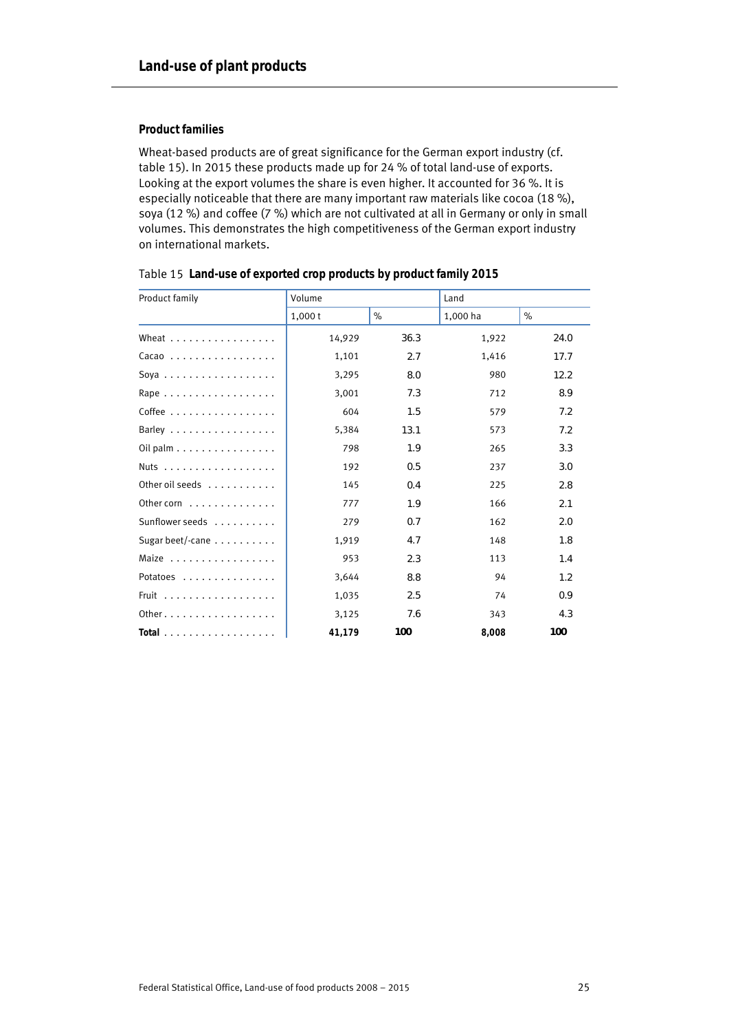## Land-use of plant products

### Product families

Wheat-based products are of great significance for the German export industry (cf. table 15). In 2015 these products made up for 24 % of total land-use of exports. Looking at the export volumes the share is even higher. It accounted for 36 %. It is especially noticeable that there are many important raw materials like cocoa (18 %), soya (12 %) and coffee (7 %) which are not cultivated at all in Germany or only in small volumes. This demonstrates the high competitiveness of the German export industry on international markets.

Table 15 **Land-use of exported crop products by product family 2015**

| Product family | Volume | | Land | |
|---|---|---|---|---|
| | 1,000 t | % | 1,000 ha | % |
| Wheat | 14,929 | 36.3 | 1,922 | 24.0 |
| Cacao | 1,101 | 2.7 | 1,416 | 17.7 |
| Soya | 3,295 | 8.0 | 980 | 12.2 |
| Rape | 3,001 | 7.3 | 712 | 8.9 |
| Coffee | 604 | 1.5 | 579 | 7.2 |
| Barley | 5,384 | 13.1 | 573 | 7.2 |
| Oil palm | 798 | 1.9 | 265 | 3.3 |
| Nuts | 192 | 0.5 | 237 | 3.0 |
| Other oil seeds | 145 | 0.4 | 225 | 2.8 |
| Other corn | 777 | 1.9 | 166 | 2.1 |
| Sunflower seeds | 279 | 0.7 | 162 | 2.0 |
| Sugar beet/-cane | 1,919 | 4.7 | 148 | 1.8 |
| Maize | 953 | 2.3 | 113 | 1.4 |
| Potatoes | 3,644 | 8.8 | 94 | 1.2 |
| Fruit | 1,035 | 2.5 | 74 | 0.9 |
| Other | 3,125 | 7.6 | 343 | 4.3 |
| **Total** | **41,179** | **100** | **8,008** | **100** |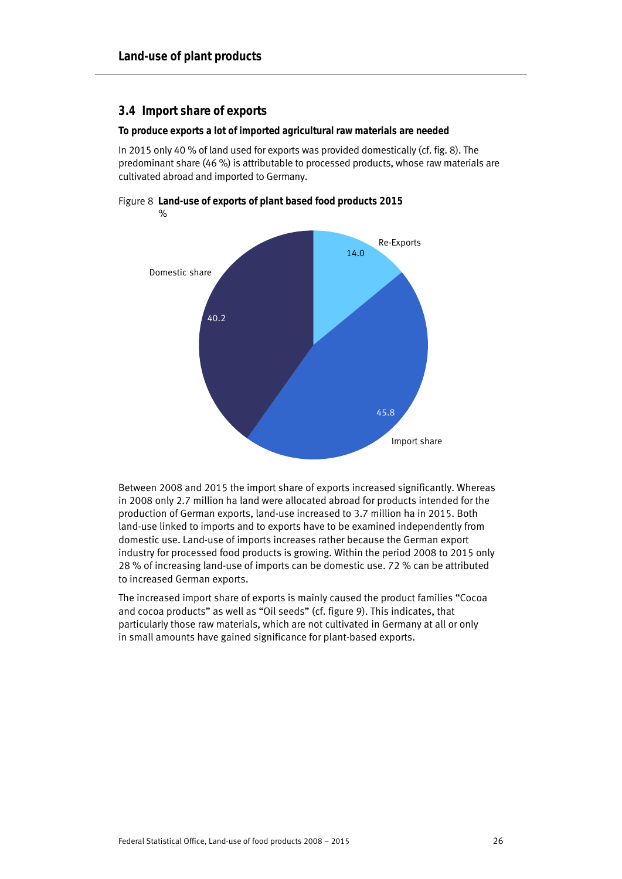## 3.4 Import share of exports

**To produce exports a lot of imported agricultural raw materials are needed**

In 2015 only 40 % of land used for exports was provided domestically (cf. fig. 8). The predominant share (46 %) is attributable to processed products, whose raw materials are cultivated abroad and imported to Germany.

Figure 8 **Land-use of exports of plant based food products 2015**
%

Re-Exports 14.0
Domestic share 40.2
Import share 45.8

Between 2008 and 2015 the import share of exports increased significantly. Whereas in 2008 only 2.7 million ha land were allocated abroad for products intended for the production of German exports, land-use increased to 3.7 million ha in 2015. Both land-use linked to imports and to exports have to be examined independently from domestic use. Land-use of imports increases rather because the German export industry for processed food products is growing. Within the period 2008 to 2015 only 28 % of increasing land-use of imports can be domestic use. 72 % can be attributed to increased German exports.

The increased import share of exports is mainly caused the product families "Cocoa and cocoa products" as well as "Oil seeds" (cf. figure 9). This indicates, that particularly those raw materials, which are not cultivated in Germany at all or only in small amounts have gained significance for plant-based exports.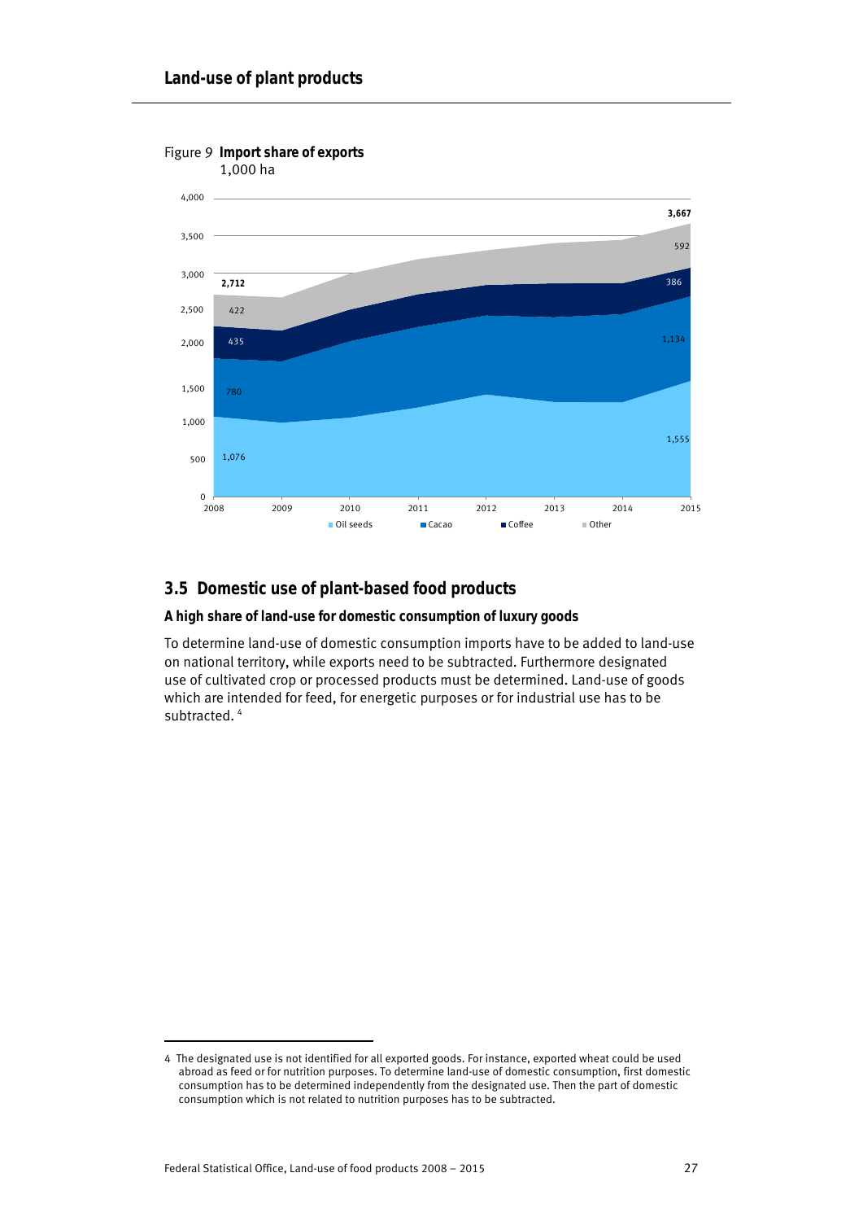Figure 9 **Import share of exports**
1,000 ha

| Year | Oil seeds | Cacao | Coffee | Other | Total |
|---|---|---|---|---|---|
| 2008 | 1,076 | 780 | 435 | 422 | 2,712 |
| 2015 | 1,555 | 1,134 | 386 | 592 | 3,667 |

## 3.5 Domestic use of plant-based food products

### A high share of land-use for domestic consumption of luxury goods

To determine land-use of domestic consumption imports have to be added to land-use on national territory, while exports need to be subtracted. Furthermore designated use of cultivated crop or processed products must be determined. Land-use of goods which are intended for feed, for energetic purposes or for industrial use has to be subtracted. [4]

---

4 The designated use is not identified for all exported goods. For instance, exported wheat could be used abroad as feed or for nutrition purposes. To determine land-use of domestic consumption, first domestic consumption has to be determined independently from the designated use. Then the part of domestic consumption which is not related to nutrition purposes has to be subtracted.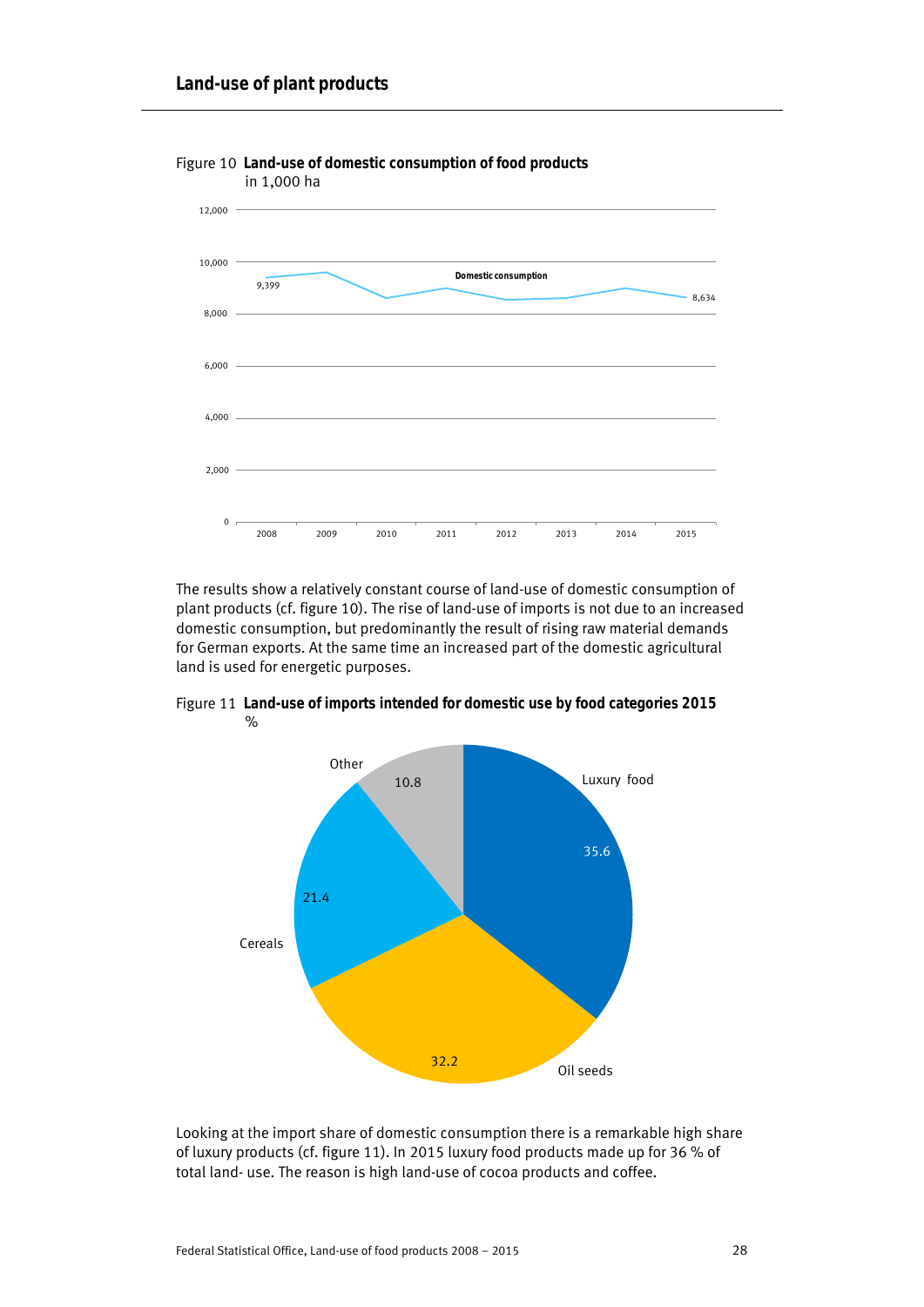## Land-use of plant products

Figure 10 **Land-use of domestic consumption of food products**
in 1,000 ha

The results show a relatively constant course of land-use of domestic consumption of plant products (cf. figure 10). The rise of land-use of imports is not due to an increased domestic consumption, but predominantly the result of rising raw material demands for German exports. At the same time an increased part of the domestic agricultural land is used for energetic purposes.

Figure 11 **Land-use of imports intended for domestic use by food categories 2015**
%

Looking at the import share of domestic consumption there is a remarkable high share of luxury products (cf. figure 11). In 2015 luxury food products made up for 36 % of total land- use. The reason is high land-use of cocoa products and coffee.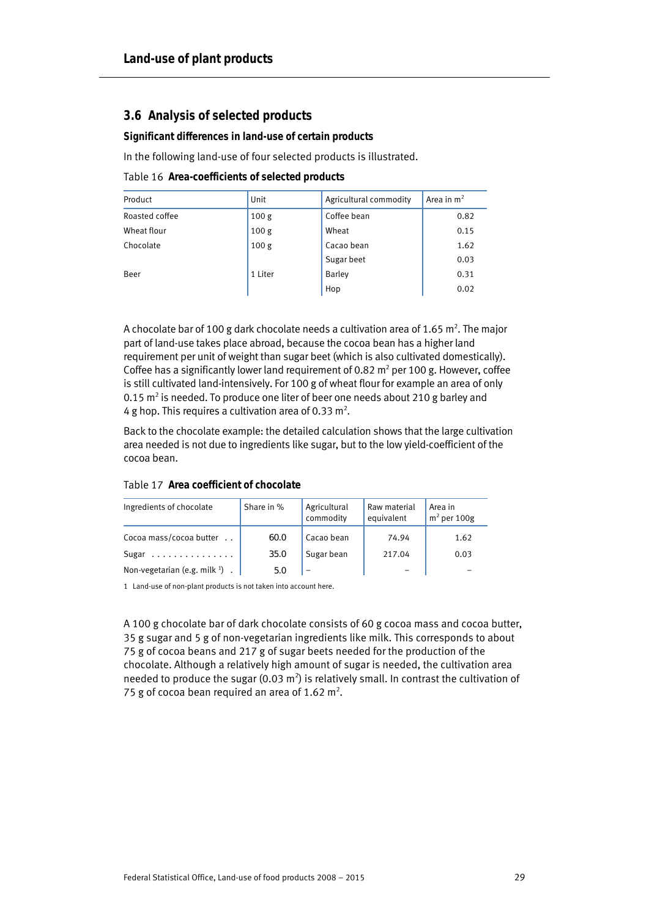## 3.6 Analysis of selected products

### Significant differences in land-use of certain products

In the following land-use of four selected products is illustrated.

Table 16 **Area-coefficients of selected products**

| Product | Unit | Agricultural commodity | Area in $m^2$ |
|---|---|---|---|
| Roasted coffee | 100 g | Coffee bean | 0.82 |
| Wheat flour | 100 g | Wheat | 0.15 |
| Chocolate | 100 g | Cacao bean | 1.62 |
| | | Sugar beet | 0.03 |
| Beer | 1 Liter | Barley | 0.31 |
| | | Hop | 0.02 |

A chocolate bar of 100 g dark chocolate needs a cultivation area of 1.65 $m^2$. The major part of land-use takes place abroad, because the cocoa bean has a higher land requirement per unit of weight than sugar beet (which is also cultivated domestically). Coffee has a significantly lower land requirement of 0.82 $m^2$ per 100 g. However, coffee is still cultivated land-intensively. For 100 g of wheat flour for example an area of only 0.15 $m^2$ is needed. To produce one liter of beer one needs about 210 g barley and 4 g hop. This requires a cultivation area of 0.33 $m^2$.

Back to the chocolate example: the detailed calculation shows that the large cultivation area needed is not due to ingredients like sugar, but to the low yield-coefficient of the cocoa bean.

Table 17 **Area coefficient of chocolate**

| Ingredients of chocolate | Share in % | Agricultural commodity | Raw material equivalent | Area in $m^2$ per 100g |
|---|---|---|---|---|
| Cocoa mass/cocoa butter . . | 60.0 | Cacao bean | 74.94 | 1.62 |
| Sugar . . . . . . . . . . . . . . . | 35.0 | Sugar bean | 217.04 | 0.03 |
| Non-vegetarian (e.g. milk [1]) . | 5.0 | – | – | – |

1 Land-use of non-plant products is not taken into account here.

A 100 g chocolate bar of dark chocolate consists of 60 g cocoa mass and cocoa butter, 35 g sugar and 5 g of non-vegetarian ingredients like milk. This corresponds to about 75 g of cocoa beans and 217 g of sugar beets needed for the production of the chocolate. Although a relatively high amount of sugar is needed, the cultivation area needed to produce the sugar (0.03 $m^2$) is relatively small. In contrast the cultivation of 75 g of cocoa bean required an area of 1.62 $m^2$.